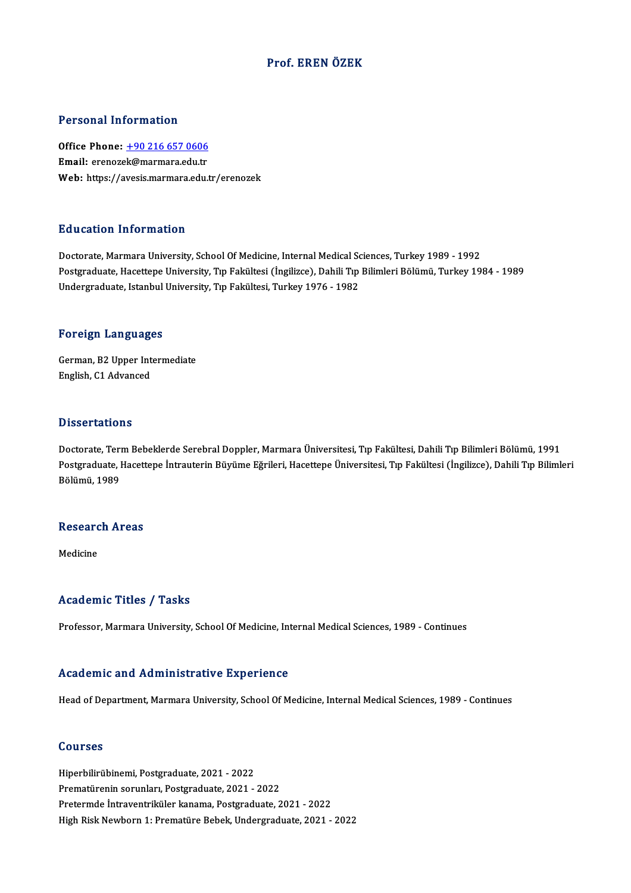# Prof. EREN ÖZEK

## Personal Information

**Office Phone:** +90 216 657 0606
**Email:** erenozek@marmara.edu.tr
**Web:** https://avesis.marmara.edu.tr/erenozek

## Education Information

Doctorate, Marmara University, School Of Medicine, Internal Medical Sciences, Turkey 1989 - 1992
Postgraduate, Hacettepe University, Tıp Fakültesi (İngilizce), Dahili Tıp Bilimleri Bölümü, Turkey 1984 - 1989
Undergraduate, Istanbul University, Tıp Fakültesi, Turkey 1976 - 1982

## Foreign Languages

German, B2 Upper Intermediate
English, C1 Advanced

## Dissertations

Doctorate, Term Bebeklerde Serebral Doppler, Marmara Üniversitesi, Tıp Fakültesi, Dahili Tıp Bilimleri Bölümü, 1991
Postgraduate, Hacettepe İntrauterin Büyüme Eğrileri, Hacettepe Üniversitesi, Tıp Fakültesi (İngilizce), Dahili Tıp Bilimleri Bölümü, 1989

## Research Areas

Medicine

## Academic Titles / Tasks

Professor, Marmara University, School Of Medicine, Internal Medical Sciences, 1989 - Continues

## Academic and Administrative Experience

Head of Department, Marmara University, School Of Medicine, Internal Medical Sciences, 1989 - Continues

## Courses

Hiperbilirübinemi, Postgraduate, 2021 - 2022
Prematürenin sorunları, Postgraduate, 2021 - 2022
Pretermde İntraventriküler kanama, Postgraduate, 2021 - 2022
High Risk Newborn 1: Prematüre Bebek, Undergraduate, 2021 - 2022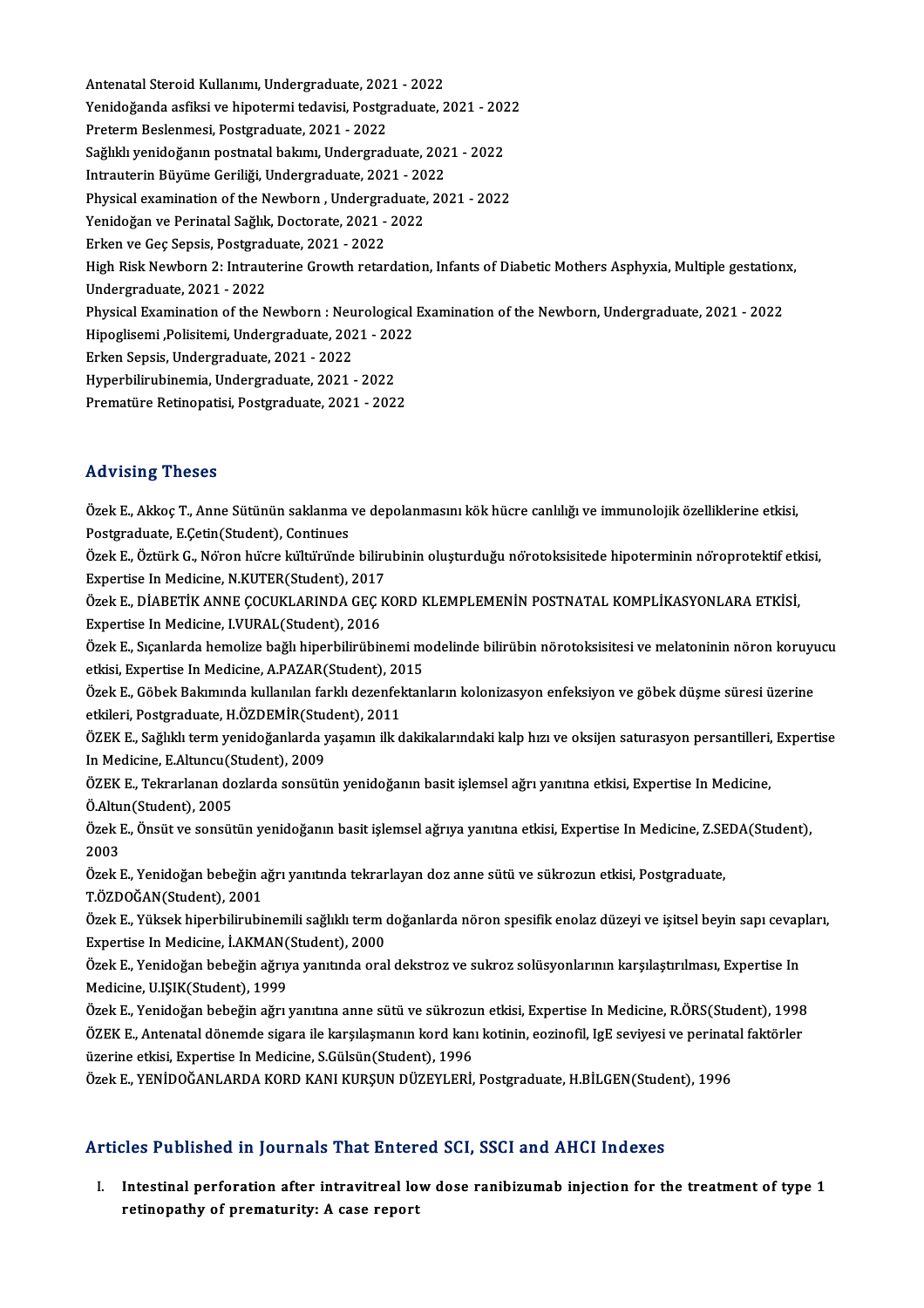Antenatal Steroid Kullanımı, Undergraduate, 2021 - 2022
Yenidoğanda asfiksi ve hipotermi tedavisi, Postgraduate, 2021 - 2022
Preterm Beslenmesi, Postgraduate, 2021 - 2022
Sağlıklı yenidoğanın postnatal bakımı, Undergraduate, 2021 - 2022
Intrauterin Büyüme Geriliği, Undergraduate, 2021 - 2022
Physical examination of the Newborn , Undergraduate, 2021 - 2022
Yenidoğan ve Perinatal Sağlık, Doctorate, 2021 - 2022
Erken ve Geç Sepsis, Postgraduate, 2021 - 2022
High Risk Newborn 2: Intrauterine Growth retardation, Infants of Diabetic Mothers Asphyxia, Multiple gestationx, Undergraduate, 2021 - 2022
Physical Examination of the Newborn : Neurological Examination of the Newborn, Undergraduate, 2021 - 2022
Hipoglisemi ,Polisitemi, Undergraduate, 2021 - 2022
Erken Sepsis, Undergraduate, 2021 - 2022
Hyperbilirubinemia, Undergraduate, 2021 - 2022
Prematüre Retinopatisi, Postgraduate, 2021 - 2022

## Advising Theses

Özek E., Akkoç T., Anne Sütünün saklanma ve depolanmasını kök hücre canlılığı ve immunolojik özelliklerine etkisi, Postgraduate, E.Çetin(Student), Continues

Özek E., Öztürk G., Nöron hücre kültüründe bilirubinin oluşturduğu nörotoksisitede hipoterminin nöroprotektif etkisi, Expertise In Medicine, N.KUTER(Student), 2017

Özek E., DİABETİK ANNE ÇOCUKLARINDA GEÇ KORD KLEMPLEMENİN POSTNATAL KOMPLİKASYONLARA ETKİSİ, Expertise In Medicine, I.VURAL(Student), 2016

Özek E., Sıçanlarda hemolize bağlı hiperbilirübinemi modelinde bilirübin nörotoksisitesi ve melatoninin nöron koruyucu etkisi, Expertise In Medicine, A.PAZAR(Student), 2015

Özek E., Göbek Bakımında kullanılan farklı dezenfektanların kolonizasyon enfeksiyon ve göbek düşme süresi üzerine etkileri, Postgraduate, H.ÖZDEMİR(Student), 2011

ÖZEK E., Sağlıklı term yenidoğanlarda yaşamın ilk dakikalarındaki kalp hızı ve oksijen saturasyon persantilleri, Expertise In Medicine, E.Altuncu(Student), 2009

ÖZEK E., Tekrarlanan dozlarda sonsütün yenidoğanın basit işlemsel ağrı yanıtına etkisi, Expertise In Medicine, Ö.Altun(Student), 2005

Özek E., Önsüt ve sonsütün yenidoğanın basit işlemsel ağrıya yanıtına etkisi, Expertise In Medicine, Z.SEDA(Student), 2003

Özek E., Yenidoğan bebeğin ağrı yanıtında tekrarlayan doz anne sütü ve sükrozun etkisi, Postgraduate, T.ÖZDOĞAN(Student), 2001

Özek E., Yüksek hiperbilirubinemili sağlıklı term doğanlarda nöron spesifik enolaz düzeyi ve işitsel beyin sapı cevapları, Expertise In Medicine, İ.AKMAN(Student), 2000

Özek E., Yenidoğan bebeğin ağrıya yanıtında oral dekstroz ve sukroz solüsyonlarının karşılaştırılması, Expertise In Medicine, U.IŞIK(Student), 1999

Özek E., Yenidoğan bebeğin ağrı yanıtına anne sütü ve sükrozun etkisi, Expertise In Medicine, R.ÖRS(Student), 1998

ÖZEK E., Antenatal dönemde sigara ile karşılaşmanın kord kanı kotinin, eozinofil, IgE seviyesi ve perinatal faktörler üzerine etkisi, Expertise In Medicine, S.Gülsün(Student), 1996

Özek E., YENİDOĞANLARDA KORD KANI KURŞUN DÜZEYLERİ, Postgraduate, H.BİLGEN(Student), 1996

## Articles Published in Journals That Entered SCI, SSCI and AHCI Indexes

I. **Intestinal perforation after intravitreal low dose ranibizumab injection for the treatment of type 1 retinopathy of prematurity: A case report**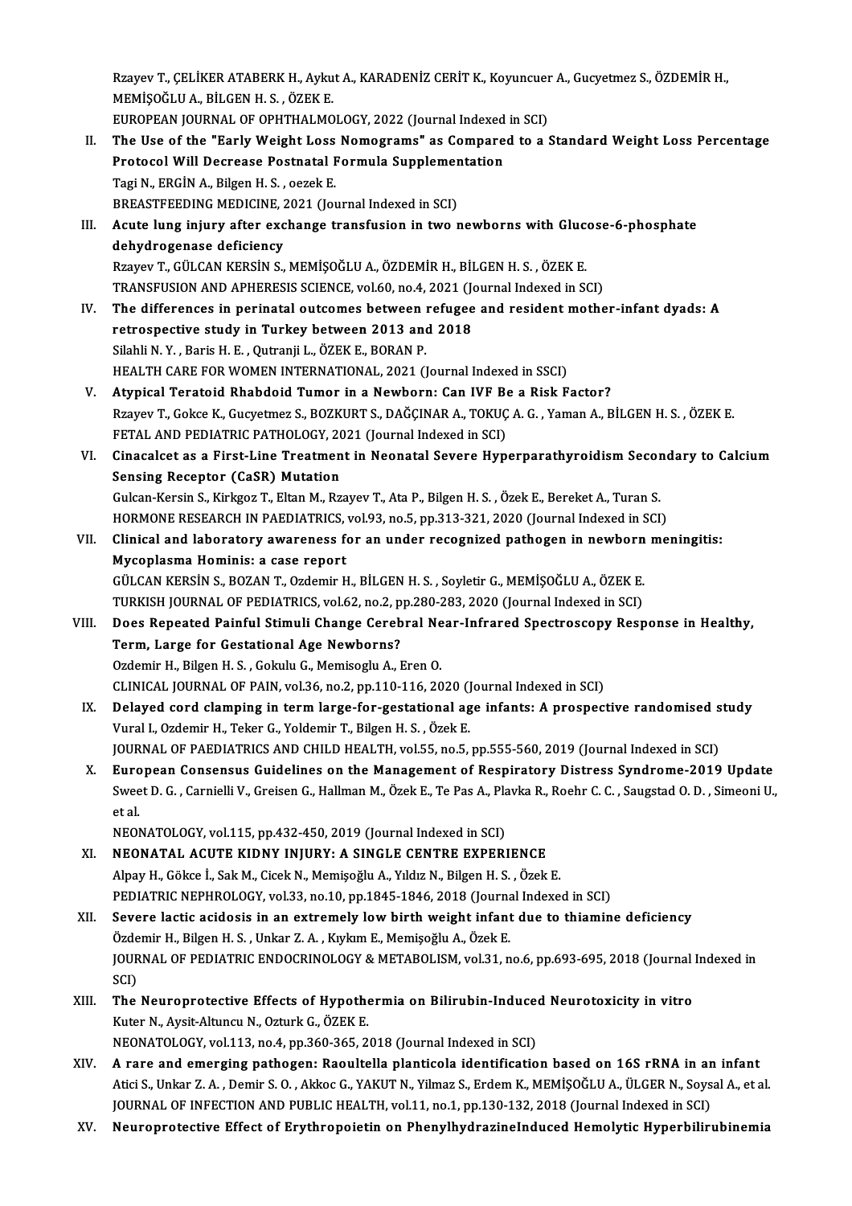Rzayev T., ÇELİKER ATABERK H., Aykut A., KARADENİZ CERİT K., Koyuncuer A., Gucyetmez S., ÖZDEMİR H., MEMİŞOĞLU A., BİLGEN H. S. , ÖZEK E.
EUROPEAN JOURNAL OF OPHTHALMOLOGY, 2022 (Journal Indexed in SCI)

II. **The Use of the "Early Weight Loss Nomograms" as Compared to a Standard Weight Loss Percentage Protocol Will Decrease Postnatal Formula Supplementation**
Tagi N., ERGİN A., Bilgen H. S. , oezek E.
BREASTFEEDING MEDICINE, 2021 (Journal Indexed in SCI)

III. **Acute lung injury after exchange transfusion in two newborns with Glucose-6-phosphate dehydrogenase deficiency**
Rzayev T., GÜLCAN KERSİN S., MEMİŞOĞLU A., ÖZDEMİR H., BİLGEN H. S. , ÖZEK E.
TRANSFUSION AND APHERESIS SCIENCE, vol.60, no.4, 2021 (Journal Indexed in SCI)

IV. **The differences in perinatal outcomes between refugee and resident mother-infant dyads: A retrospective study in Turkey between 2013 and 2018**
Silahli N. Y. , Baris H. E. , Qutranji L., ÖZEK E., BORAN P.
HEALTH CARE FOR WOMEN INTERNATIONAL, 2021 (Journal Indexed in SSCI)

V. **Atypical Teratoid Rhabdoid Tumor in a Newborn: Can IVF Be a Risk Factor?**
Rzayev T., Gokce K., Gucyetmez S., BOZKURT S., DAĞÇINAR A., TOKUÇ A. G. , Yaman A., BİLGEN H. S. , ÖZEK E.
FETAL AND PEDIATRIC PATHOLOGY, 2021 (Journal Indexed in SCI)

VI. **Cinacalcet as a First-Line Treatment in Neonatal Severe Hyperparathyroidism Secondary to Calcium Sensing Receptor (CaSR) Mutation**
Gulcan-Kersin S., Kirkgoz T., Eltan M., Rzayev T., Ata P., Bilgen H. S. , Özek E., Bereket A., Turan S.
HORMONE RESEARCH IN PAEDIATRICS, vol.93, no.5, pp.313-321, 2020 (Journal Indexed in SCI)

VII. **Clinical and laboratory awareness for an under recognized pathogen in newborn meningitis: Mycoplasma Hominis: a case report**
GÜLCAN KERSİN S., BOZAN T., Ozdemir H., BİLGEN H. S. , Soyletir G., MEMİŞOĞLU A., ÖZEK E.
TURKISH JOURNAL OF PEDIATRICS, vol.62, no.2, pp.280-283, 2020 (Journal Indexed in SCI)

VIII. **Does Repeated Painful Stimuli Change Cerebral Near-Infrared Spectroscopy Response in Healthy, Term, Large for Gestational Age Newborns?**
Ozdemir H., Bilgen H. S. , Gokulu G., Memisoglu A., Eren O.
CLINICAL JOURNAL OF PAIN, vol.36, no.2, pp.110-116, 2020 (Journal Indexed in SCI)

IX. **Delayed cord clamping in term large-for-gestational age infants: A prospective randomised study**
Vural I., Ozdemir H., Teker G., Yoldemir T., Bilgen H. S. , Özek E.
JOURNAL OF PAEDIATRICS AND CHILD HEALTH, vol.55, no.5, pp.555-560, 2019 (Journal Indexed in SCI)

X. **European Consensus Guidelines on the Management of Respiratory Distress Syndrome-2019 Update**
Sweet D. G. , Carnielli V., Greisen G., Hallman M., Özek E., Te Pas A., Plavka R., Roehr C. C. , Saugstad O. D. , Simeoni U., et al.
NEONATOLOGY, vol.115, pp.432-450, 2019 (Journal Indexed in SCI)

XI. **NEONATAL ACUTE KIDNY INJURY: A SINGLE CENTRE EXPERIENCE**
Alpay H., Gökce İ., Sak M., Cicek N., Memişoğlu A., Yıldız N., Bilgen H. S. , Özek E.
PEDIATRIC NEPHROLOGY, vol.33, no.10, pp.1845-1846, 2018 (Journal Indexed in SCI)

XII. **Severe lactic acidosis in an extremely low birth weight infant due to thiamine deficiency**
Özdemir H., Bilgen H. S. , Unkar Z. A. , Kıykım E., Memişoğlu A., Özek E.
JOURNAL OF PEDIATRIC ENDOCRINOLOGY & METABOLISM, vol.31, no.6, pp.693-695, 2018 (Journal Indexed in SCI)

XIII. **The Neuroprotective Effects of Hypothermia on Bilirubin-Induced Neurotoxicity in vitro**
Kuter N., Aysit-Altuncu N., Ozturk G., ÖZEK E.
NEONATOLOGY, vol.113, no.4, pp.360-365, 2018 (Journal Indexed in SCI)

XIV. **A rare and emerging pathogen: Raoultella planticola identification based on 16S rRNA in an infant**
Atici S., Unkar Z. A. , Demir S. O. , Akkoc G., YAKUT N., Yilmaz S., Erdem K., MEMİŞOĞLU A., ÜLGER N., Soysal A., et al.
JOURNAL OF INFECTION AND PUBLIC HEALTH, vol.11, no.1, pp.130-132, 2018 (Journal Indexed in SCI)

XV. **Neuroprotective Effect of Erythropoietin on PhenylhydrazineInduced Hemolytic Hyperbilirubinemia**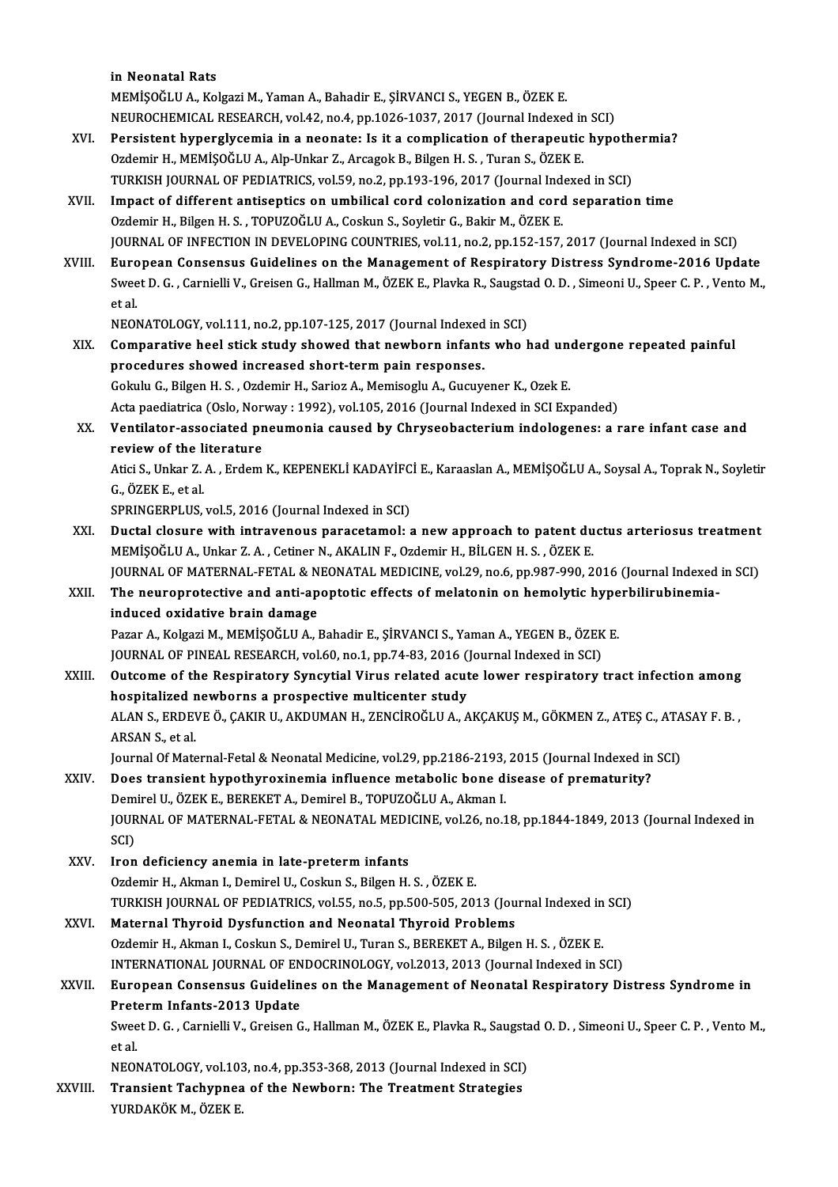in Neonatal Rats
MEMİŞOĞLU A., Kolgazi M., Yaman A., Bahadir E., ŞİRVANCI S., YEGEN B., ÖZEK E.
NEUROCHEMICAL RESEARCH, vol.42, no.4, pp.1026-1037, 2017 (Journal Indexed in SCI)

XVI. **Persistent hyperglycemia in a neonate: Is it a complication of therapeutic hypothermia?**
Ozdemir H., MEMİŞOĞLU A., Alp-Unkar Z., Arcagok B., Bilgen H. S. , Turan S., ÖZEK E.
TURKISH JOURNAL OF PEDIATRICS, vol.59, no.2, pp.193-196, 2017 (Journal Indexed in SCI)

XVII. **Impact of different antiseptics on umbilical cord colonization and cord separation time**
Ozdemir H., Bilgen H. S. , TOPUZOĞLU A., Coskun S., Soyletir G., Bakir M., ÖZEK E.
JOURNAL OF INFECTION IN DEVELOPING COUNTRIES, vol.11, no.2, pp.152-157, 2017 (Journal Indexed in SCI)

XVIII. **European Consensus Guidelines on the Management of Respiratory Distress Syndrome-2016 Update**
Sweet D. G. , Carnielli V., Greisen G., Hallman M., ÖZEK E., Plavka R., Saugstad O. D. , Simeoni U., Speer C. P. , Vento M., et al.
NEONATOLOGY, vol.111, no.2, pp.107-125, 2017 (Journal Indexed in SCI)

XIX. **Comparative heel stick study showed that newborn infants who had undergone repeated painful procedures showed increased short-term pain responses.**
Gokulu G., Bilgen H. S. , Ozdemir H., Sarioz A., Memisoglu A., Gucuyener K., Ozek E.
Acta paediatrica (Oslo, Norway : 1992), vol.105, 2016 (Journal Indexed in SCI Expanded)

XX. **Ventilator-associated pneumonia caused by Chryseobacterium indologenes: a rare infant case and review of the literature**
Atici S., Unkar Z. A. , Erdem K., KEPENEKLİ KADAYİFCİ E., Karaaslan A., MEMİŞOĞLU A., Soysal A., Toprak N., Soyletir G., ÖZEK E., et al.
SPRINGERPLUS, vol.5, 2016 (Journal Indexed in SCI)

XXI. **Ductal closure with intravenous paracetamol: a new approach to patent ductus arteriosus treatment**
MEMİŞOĞLU A., Unkar Z. A. , Cetiner N., AKALIN F., Ozdemir H., BİLGEN H. S. , ÖZEK E.
JOURNAL OF MATERNAL-FETAL & NEONATAL MEDICINE, vol.29, no.6, pp.987-990, 2016 (Journal Indexed in SCI)

XXII. **The neuroprotective and anti-apoptotic effects of melatonin on hemolytic hyperbilirubinemia-induced oxidative brain damage**
Pazar A., Kolgazi M., MEMİŞOĞLU A., Bahadir E., ŞİRVANCI S., Yaman A., YEGEN B., ÖZEK E.
JOURNAL OF PINEAL RESEARCH, vol.60, no.1, pp.74-83, 2016 (Journal Indexed in SCI)

XXIII. **Outcome of the Respiratory Syncytial Virus related acute lower respiratory tract infection among hospitalized newborns a prospective multicenter study**
ALAN S., ERDEVE Ö., ÇAKIR U., AKDUMAN H., ZENCİROĞLU A., AKÇAKUŞ M., GÖKMEN Z., ATEŞ C., ATASAY F. B. , ARSAN S., et al.
Journal Of Maternal-Fetal & Neonatal Medicine, vol.29, pp.2186-2193, 2015 (Journal Indexed in SCI)

XXIV. **Does transient hypothyroxinemia influence metabolic bone disease of prematurity?**
Demirel U., ÖZEK E., BEREKET A., Demirel B., TOPUZOĞLU A., Akman I.
JOURNAL OF MATERNAL-FETAL & NEONATAL MEDICINE, vol.26, no.18, pp.1844-1849, 2013 (Journal Indexed in SCI)

XXV. **Iron deficiency anemia in late-preterm infants**
Ozdemir H., Akman I., Demirel U., Coskun S., Bilgen H. S. , ÖZEK E.
TURKISH JOURNAL OF PEDIATRICS, vol.55, no.5, pp.500-505, 2013 (Journal Indexed in SCI)

XXVI. **Maternal Thyroid Dysfunction and Neonatal Thyroid Problems**
Ozdemir H., Akman I., Coskun S., Demirel U., Turan S., BEREKET A., Bilgen H. S. , ÖZEK E.
INTERNATIONAL JOURNAL OF ENDOCRINOLOGY, vol.2013, 2013 (Journal Indexed in SCI)

XXVII. **European Consensus Guidelines on the Management of Neonatal Respiratory Distress Syndrome in Preterm Infants-2013 Update**
Sweet D. G. , Carnielli V., Greisen G., Hallman M., ÖZEK E., Plavka R., Saugstad O. D. , Simeoni U., Speer C. P. , Vento M., et al.
NEONATOLOGY, vol.103, no.4, pp.353-368, 2013 (Journal Indexed in SCI)

XXVIII. **Transient Tachypnea of the Newborn: The Treatment Strategies**
YURDAKÖK M., ÖZEK E.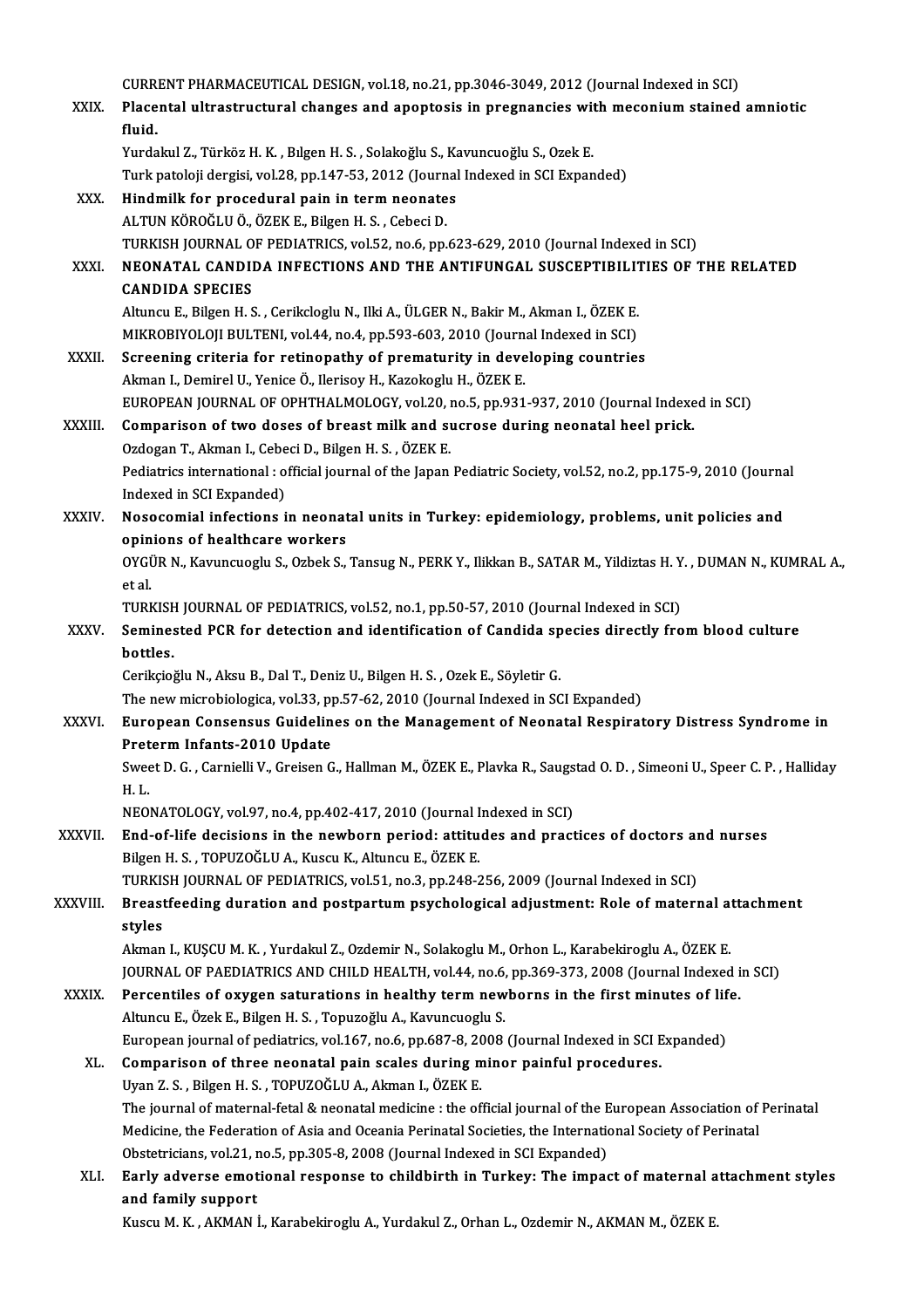CURRENT PHARMACEUTICAL DESIGN, vol.18, no.21, pp.3046-3049, 2012 (Journal Indexed in SCI)

XXIX. **Placental ultrastructural changes and apoptosis in pregnancies with meconium stained amniotic fluid.**
Yurdakul Z., Türköz H. K. , Bılgen H. S. , Solakoğlu S., Kavuncuoğlu S., Ozek E.
Turk patoloji dergisi, vol.28, pp.147-53, 2012 (Journal Indexed in SCI Expanded)

XXX. **Hindmilk for procedural pain in term neonates**
ALTUN KÖROĞLU Ö., ÖZEK E., Bilgen H. S. , Cebeci D.
TURKISH JOURNAL OF PEDIATRICS, vol.52, no.6, pp.623-629, 2010 (Journal Indexed in SCI)

XXXI. **NEONATAL CANDIDA INFECTIONS AND THE ANTIFUNGAL SUSCEPTIBILITIES OF THE RELATED CANDIDA SPECIES**
Altuncu E., Bilgen H. S. , Cerikcloglu N., Ilki A., ÜLGER N., Bakir M., Akman I., ÖZEK E.
MIKROBIYOLOJI BULTENI, vol.44, no.4, pp.593-603, 2010 (Journal Indexed in SCI)

XXXII. **Screening criteria for retinopathy of prematurity in developing countries**
Akman I., Demirel U., Yenice Ö., Ilerisoy H., Kazokoglu H., ÖZEK E.
EUROPEAN JOURNAL OF OPHTHALMOLOGY, vol.20, no.5, pp.931-937, 2010 (Journal Indexed in SCI)

XXXIII. **Comparison of two doses of breast milk and sucrose during neonatal heel prick.**
Ozdogan T., Akman I., Cebeci D., Bilgen H. S. , ÖZEK E.
Pediatrics international : official journal of the Japan Pediatric Society, vol.52, no.2, pp.175-9, 2010 (Journal Indexed in SCI Expanded)

XXXIV. **Nosocomial infections in neonatal units in Turkey: epidemiology, problems, unit policies and opinions of healthcare workers**
OYGÜR N., Kavuncuoglu S., Ozbek S., Tansug N., PERK Y., Ilikkan B., SATAR M., Yildiztas H. Y. , DUMAN N., KUMRAL A., et al.
TURKISH JOURNAL OF PEDIATRICS, vol.52, no.1, pp.50-57, 2010 (Journal Indexed in SCI)

XXXV. **Seminested PCR for detection and identification of Candida species directly from blood culture bottles.**
Cerikçioğlu N., Aksu B., Dal T., Deniz U., Bilgen H. S. , Ozek E., Söyletir G.
The new microbiologica, vol.33, pp.57-62, 2010 (Journal Indexed in SCI Expanded)

XXXVI. **European Consensus Guidelines on the Management of Neonatal Respiratory Distress Syndrome in Preterm Infants-2010 Update**
Sweet D. G. , Carnielli V., Greisen G., Hallman M., ÖZEK E., Plavka R., Saugstad O. D. , Simeoni U., Speer C. P. , Halliday H. L.
NEONATOLOGY, vol.97, no.4, pp.402-417, 2010 (Journal Indexed in SCI)

XXXVII. **End-of-life decisions in the newborn period: attitudes and practices of doctors and nurses**
Bilgen H. S. , TOPUZOĞLU A., Kuscu K., Altuncu E., ÖZEK E.
TURKISH JOURNAL OF PEDIATRICS, vol.51, no.3, pp.248-256, 2009 (Journal Indexed in SCI)

XXXVIII. **Breastfeeding duration and postpartum psychological adjustment: Role of maternal attachment styles**
Akman I., KUŞCU M. K. , Yurdakul Z., Ozdemir N., Solakoglu M., Orhon L., Karabekiroglu A., ÖZEK E.
JOURNAL OF PAEDIATRICS AND CHILD HEALTH, vol.44, no.6, pp.369-373, 2008 (Journal Indexed in SCI)

XXXIX. **Percentiles of oxygen saturations in healthy term newborns in the first minutes of life.**
Altuncu E., Özek E., Bilgen H. S. , Topuzoğlu A., Kavuncuoglu S.
European journal of pediatrics, vol.167, no.6, pp.687-8, 2008 (Journal Indexed in SCI Expanded)

XL. **Comparison of three neonatal pain scales during minor painful procedures.**
Uyan Z. S. , Bilgen H. S. , TOPUZOĞLU A., Akman I., ÖZEK E.
The journal of maternal-fetal & neonatal medicine : the official journal of the European Association of Perinatal Medicine, the Federation of Asia and Oceania Perinatal Societies, the International Society of Perinatal Obstetricians, vol.21, no.5, pp.305-8, 2008 (Journal Indexed in SCI Expanded)

XLI. **Early adverse emotional response to childbirth in Turkey: The impact of maternal attachment styles and family support**
Kuscu M. K. , AKMAN İ., Karabekiroglu A., Yurdakul Z., Orhan L., Ozdemir N., AKMAN M., ÖZEK E.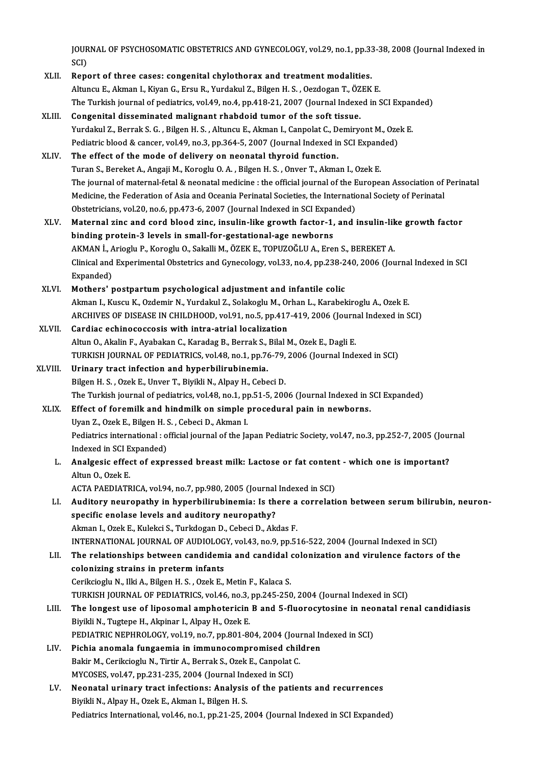JOURNAL OF PSYCHOSOMATIC OBSTETRICS AND GYNECOLOGY, vol.29, no.1, pp.33-38, 2008 (Journal Indexed in SCI)

XLII. **Report of three cases: congenital chylothorax and treatment modalities.**
Altuncu E., Akman I., Kiyan G., Ersu R., Yurdakul Z., Bilgen H. S. , Oezdogan T., ÖZEK E.
The Turkish journal of pediatrics, vol.49, no.4, pp.418-21, 2007 (Journal Indexed in SCI Expanded)

XLIII. **Congenital disseminated malignant rhabdoid tumor of the soft tissue.**
Yurdakul Z., Berrak S. G. , Bilgen H. S. , Altuncu E., Akman I., Canpolat C., Demiryont M., Ozek E.
Pediatric blood & cancer, vol.49, no.3, pp.364-5, 2007 (Journal Indexed in SCI Expanded)

XLIV. **The effect of the mode of delivery on neonatal thyroid function.**
Turan S., Bereket A., Angaji M., Koroglu O. A. , Bilgen H. S. , Onver T., Akman I., Ozek E.
The journal of maternal-fetal & neonatal medicine : the official journal of the European Association of Perinatal Medicine, the Federation of Asia and Oceania Perinatal Societies, the International Society of Perinatal Obstetricians, vol.20, no.6, pp.473-6, 2007 (Journal Indexed in SCI Expanded)

XLV. **Maternal zinc and cord blood zinc, insulin-like growth factor-1, and insulin-like growth factor binding protein-3 levels in small-for-gestational-age newborns**
AKMAN İ., Arioglu P., Koroglu O., Sakalli M., ÖZEK E., TOPUZOĞLU A., Eren S., BEREKET A.
Clinical and Experimental Obstetrics and Gynecology, vol.33, no.4, pp.238-240, 2006 (Journal Indexed in SCI Expanded)

XLVI. **Mothers' postpartum psychological adjustment and infantile colic**
Akman I., Kuscu K., Ozdemir N., Yurdakul Z., Solakoglu M., Orhan L., Karabekiroglu A., Ozek E.
ARCHIVES OF DISEASE IN CHILDHOOD, vol.91, no.5, pp.417-419, 2006 (Journal Indexed in SCI)

XLVII. **Cardiac echinococcosis with intra-atrial localization**
Altun O., Akalin F., Ayabakan C., Karadag B., Berrak S., Bilal M., Ozek E., Dagli E.
TURKISH JOURNAL OF PEDIATRICS, vol.48, no.1, pp.76-79, 2006 (Journal Indexed in SCI)

XLVIII. **Urinary tract infection and hyperbilirubinemia.**
Bilgen H. S. , Ozek E., Unver T., Biyikli N., Alpay H., Cebeci D.
The Turkish journal of pediatrics, vol.48, no.1, pp.51-5, 2006 (Journal Indexed in SCI Expanded)

XLIX. **Effect of foremilk and hindmilk on simple procedural pain in newborns.**
Uyan Z., Ozek E., Bilgen H. S. , Cebeci D., Akman I.
Pediatrics international : official journal of the Japan Pediatric Society, vol.47, no.3, pp.252-7, 2005 (Journal Indexed in SCI Expanded)

L. **Analgesic effect of expressed breast milk: Lactose or fat content - which one is important?**
Altun O., Ozek E.
ACTA PAEDIATRICA, vol.94, no.7, pp.980, 2005 (Journal Indexed in SCI)

LI. **Auditory neuropathy in hyperbilirubinemia: Is there a correlation between serum bilirubin, neuron-specific enolase levels and auditory neuropathy?**
Akman I., Ozek E., Kulekci S., Turkdogan D., Cebeci D., Akdas F.
INTERNATIONAL JOURNAL OF AUDIOLOGY, vol.43, no.9, pp.516-522, 2004 (Journal Indexed in SCI)

LII. **The relationships between candidemia and candidal colonization and virulence factors of the colonizing strains in preterm infants**
Cerikcioglu N., Ilki A., Bilgen H. S. , Ozek E., Metin F., Kalaca S.
TURKISH JOURNAL OF PEDIATRICS, vol.46, no.3, pp.245-250, 2004 (Journal Indexed in SCI)

LIII. **The longest use of liposomal amphotericin B and 5-fluorocytosine in neonatal renal candidiasis**
Biyikli N., Tugtepe H., Akpinar I., Alpay H., Ozek E.
PEDIATRIC NEPHROLOGY, vol.19, no.7, pp.801-804, 2004 (Journal Indexed in SCI)

LIV. **Pichia anomala fungaemia in immunocompromised children**
Bakir M., Cerikcioglu N., Tirtir A., Berrak S., Ozek E., Canpolat C.
MYCOSES, vol.47, pp.231-235, 2004 (Journal Indexed in SCI)

LV. **Neonatal urinary tract infections: Analysis of the patients and recurrences**
Biyikli N., Alpay H., Ozek E., Akman I., Bilgen H. S.
Pediatrics International, vol.46, no.1, pp.21-25, 2004 (Journal Indexed in SCI Expanded)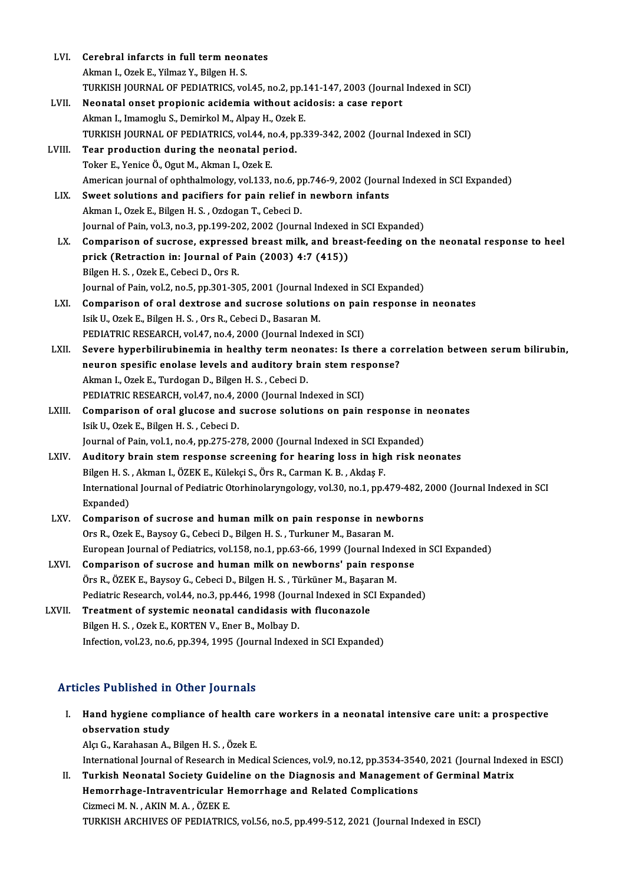LVI. **Cerebral infarcts in full term neonates**
Akman I., Ozek E., Yilmaz Y., Bilgen H. S.
TURKISH JOURNAL OF PEDIATRICS, vol.45, no.2, pp.141-147, 2003 (Journal Indexed in SCI)

LVII. **Neonatal onset propionic acidemia without acidosis: a case report**
Akman I., Imamoglu S., Demirkol M., Alpay H., Ozek E.
TURKISH JOURNAL OF PEDIATRICS, vol.44, no.4, pp.339-342, 2002 (Journal Indexed in SCI)

LVIII. **Tear production during the neonatal period.**
Toker E., Yenice Ö., Ogut M., Akman I., Ozek E.
American journal of ophthalmology, vol.133, no.6, pp.746-9, 2002 (Journal Indexed in SCI Expanded)

LIX. **Sweet solutions and pacifiers for pain relief in newborn infants**
Akman I., Ozek E., Bilgen H. S. , Ozdogan T., Cebeci D.
Journal of Pain, vol.3, no.3, pp.199-202, 2002 (Journal Indexed in SCI Expanded)

LX. **Comparison of sucrose, expressed breast milk, and breast-feeding on the neonatal response to heel prick (Retraction in: Journal of Pain (2003) 4:7 (415))**
Bilgen H. S. , Ozek E., Cebeci D., Ors R.
Journal of Pain, vol.2, no.5, pp.301-305, 2001 (Journal Indexed in SCI Expanded)

LXI. **Comparison of oral dextrose and sucrose solutions on pain response in neonates**
Isik U., Ozek E., Bilgen H. S. , Ors R., Cebeci D., Basaran M.
PEDIATRIC RESEARCH, vol.47, no.4, 2000 (Journal Indexed in SCI)

LXII. **Severe hyperbilirubinemia in healthy term neonates: Is there a correlation between serum bilirubin, neuron spesific enolase levels and auditory brain stem response?**
Akman I., Ozek E., Turdogan D., Bilgen H. S. , Cebeci D.
PEDIATRIC RESEARCH, vol.47, no.4, 2000 (Journal Indexed in SCI)

LXIII. **Comparison of oral glucose and sucrose solutions on pain response in neonates**
Isik U., Ozek E., Bilgen H. S. , Cebeci D.
Journal of Pain, vol.1, no.4, pp.275-278, 2000 (Journal Indexed in SCI Expanded)

LXIV. **Auditory brain stem response screening for hearing loss in high risk neonates**
Bilgen H. S. , Akman I., ÖZEK E., Külekçi S., Örs R., Carman K. B. , Akdaş F.
International Journal of Pediatric Otorhinolaryngology, vol.30, no.1, pp.479-482, 2000 (Journal Indexed in SCI Expanded)

LXV. **Comparison of sucrose and human milk on pain response in newborns**
Ors R., Ozek E., Baysoy G., Cebeci D., Bilgen H. S. , Turkuner M., Basaran M.
European Journal of Pediatrics, vol.158, no.1, pp.63-66, 1999 (Journal Indexed in SCI Expanded)

LXVI. **Comparison of sucrose and human milk on newborns' pain response**
Örs R., ÖZEK E., Baysoy G., Cebeci D., Bilgen H. S. , Türküner M., Başaran M.
Pediatric Research, vol.44, no.3, pp.446, 1998 (Journal Indexed in SCI Expanded)

LXVII. **Treatment of systemic neonatal candidasis with fluconazole**
Bilgen H. S. , Ozek E., KORTEN V., Ener B., Molbay D.
Infection, vol.23, no.6, pp.394, 1995 (Journal Indexed in SCI Expanded)

## Articles Published in Other Journals

I. **Hand hygiene compliance of health care workers in a neonatal intensive care unit: a prospective observation study**
Alçı G., Karahasan A., Bilgen H. S. , Özek E.
International Journal of Research in Medical Sciences, vol.9, no.12, pp.3534-3540, 2021 (Journal Indexed in ESCI)

II. **Turkish Neonatal Society Guideline on the Diagnosis and Management of Germinal Matrix Hemorrhage-Intraventricular Hemorrhage and Related Complications**
Cizmeci M. N. , AKIN M. A. , ÖZEK E.
TURKISH ARCHIVES OF PEDIATRICS, vol.56, no.5, pp.499-512, 2021 (Journal Indexed in ESCI)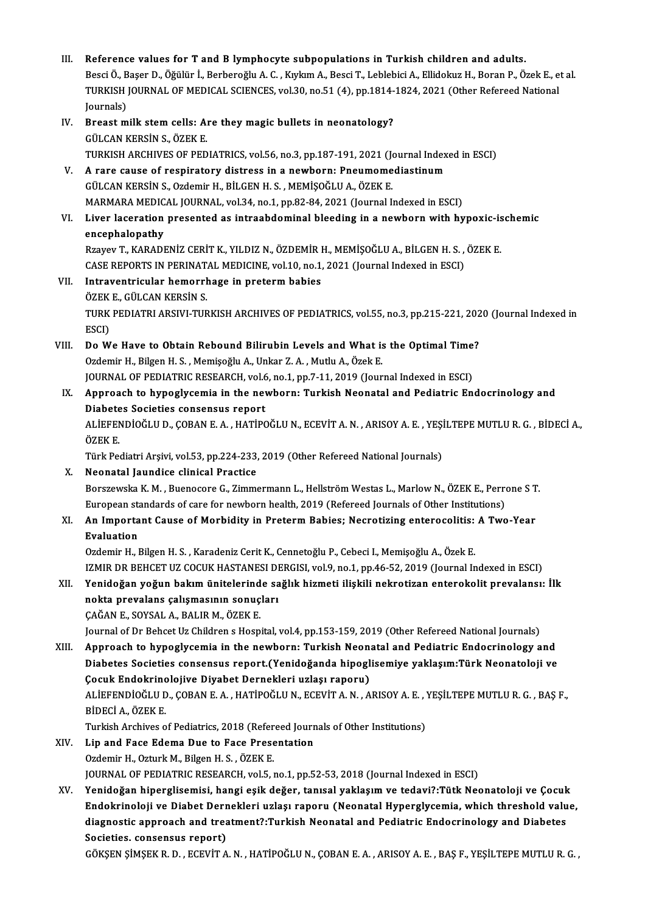III. **Reference values for T and B lymphocyte subpopulations in Turkish children and adults.**
Besci Ö., Başer D., Öğülür İ., Berberoğlu A. C. , Kıykım A., Besci T., Leblebici A., Ellidokuz H., Boran P., Özek E., et al.
TURKISH JOURNAL OF MEDICAL SCIENCES, vol.30, no.51 (4), pp.1814-1824, 2021 (Other Refereed National Journals)

IV. **Breast milk stem cells: Are they magic bullets in neonatology?**
GÜLCAN KERSİN S., ÖZEK E.
TURKISH ARCHIVES OF PEDIATRICS, vol.56, no.3, pp.187-191, 2021 (Journal Indexed in ESCI)

V. **A rare cause of respiratory distress in a newborn: Pneumomediastinum**
GÜLCAN KERSİN S., Ozdemir H., BİLGEN H. S. , MEMİŞOĞLU A., ÖZEK E.
MARMARA MEDICAL JOURNAL, vol.34, no.1, pp.82-84, 2021 (Journal Indexed in ESCI)

VI. **Liver laceration presented as intraabdominal bleeding in a newborn with hypoxic-ischemic encephalopathy**
Rzayev T., KARADENİZ CERİT K., YILDIZ N., ÖZDEMİR H., MEMİŞOĞLU A., BİLGEN H. S. , ÖZEK E.
CASE REPORTS IN PERINATAL MEDICINE, vol.10, no.1, 2021 (Journal Indexed in ESCI)

VII. **Intraventricular hemorrhage in preterm babies**
ÖZEK E., GÜLCAN KERSİN S.
TURK PEDIATRI ARSIVI-TURKISH ARCHIVES OF PEDIATRICS, vol.55, no.3, pp.215-221, 2020 (Journal Indexed in ESCI)

VIII. **Do We Have to Obtain Rebound Bilirubin Levels and What is the Optimal Time?**
Ozdemir H., Bilgen H. S. , Memişoğlu A., Unkar Z. A. , Mutlu A., Özek E.
JOURNAL OF PEDIATRIC RESEARCH, vol.6, no.1, pp.7-11, 2019 (Journal Indexed in ESCI)

IX. **Approach to hypoglycemia in the newborn: Turkish Neonatal and Pediatric Endocrinology and Diabetes Societies consensus report**
ALİEFENDİOĞLU D., ÇOBAN E. A. , HATİPOĞLU N., ECEVİT A. N. , ARISOY A. E. , YEŞİLTEPE MUTLU R. G. , BİDECİ A., ÖZEK E.
Türk Pediatri Arşivi, vol.53, pp.224-233, 2019 (Other Refereed National Journals)

X. **Neonatal Jaundice clinical Practice**
Borszewska K. M. , Buenocore G., Zimmermann L., Hellström Westas L., Marlow N., ÖZEK E., Perrone S T.
European standards of care for newborn health, 2019 (Refereed Journals of Other Institutions)

XI. **An Important Cause of Morbidity in Preterm Babies; Necrotizing enterocolitis: A Two-Year Evaluation**
Ozdemir H., Bilgen H. S. , Karadeniz Cerit K., Cennetoğlu P., Cebeci I., Memişoğlu A., Özek E.
IZMIR DR BEHCET UZ COCUK HASTANESI DERGISI, vol.9, no.1, pp.46-52, 2019 (Journal Indexed in ESCI)

XII. **Yenidoğan yoğun bakım ünitelerinde sağlık hizmeti ilişkili nekrotizan enterokolit prevalansı: İlk nokta prevalans çalışmasının sonuçları**
ÇAĞAN E., SOYSAL A., BALIR M., ÖZEK E.
Journal of Dr Behcet Uz Children s Hospital, vol.4, pp.153-159, 2019 (Other Refereed National Journals)

XIII. **Approach to hypoglycemia in the newborn: Turkish Neonatal and Pediatric Endocrinology and Diabetes Societies consensus report.(Yenidoğanda hipoglisemiye yaklaşım:Türk Neonatoloji ve Çocuk Endokrinolojive Diyabet Dernekleri uzlaşı raporu)**
ALİEFENDİOĞLU D., ÇOBAN E. A. , HATİPOĞLU N., ECEVİT A. N. , ARISOY A. E. , YEŞİLTEPE MUTLU R. G. , BAŞ F., BİDECİ A., ÖZEK E.
Turkish Archives of Pediatrics, 2018 (Refereed Journals of Other Institutions)

XIV. **Lip and Face Edema Due to Face Presentation**
Ozdemir H., Ozturk M., Bilgen H. S. , ÖZEK E.
JOURNAL OF PEDIATRIC RESEARCH, vol.5, no.1, pp.52-53, 2018 (Journal Indexed in ESCI)

XV. **Yenidoğan hiperglisemisi, hangi eşik değer, tanısal yaklaşım ve tedavi?:Tütk Neonatoloji ve Çocuk Endokrinoloji ve Diabet Dernekleri uzlaşı raporu (Neonatal Hyperglycemia, which threshold value, diagnostic approach and treatment?:Turkish Neonatal and Pediatric Endocrinology and Diabetes Societies. consensus report)**
GÖKŞEN ŞİMŞEK R. D. , ECEVİT A. N. , HATİPOĞLU N., ÇOBAN E. A. , ARISOY A. E. , BAŞ F., YEŞİLTEPE MUTLU R. G. ,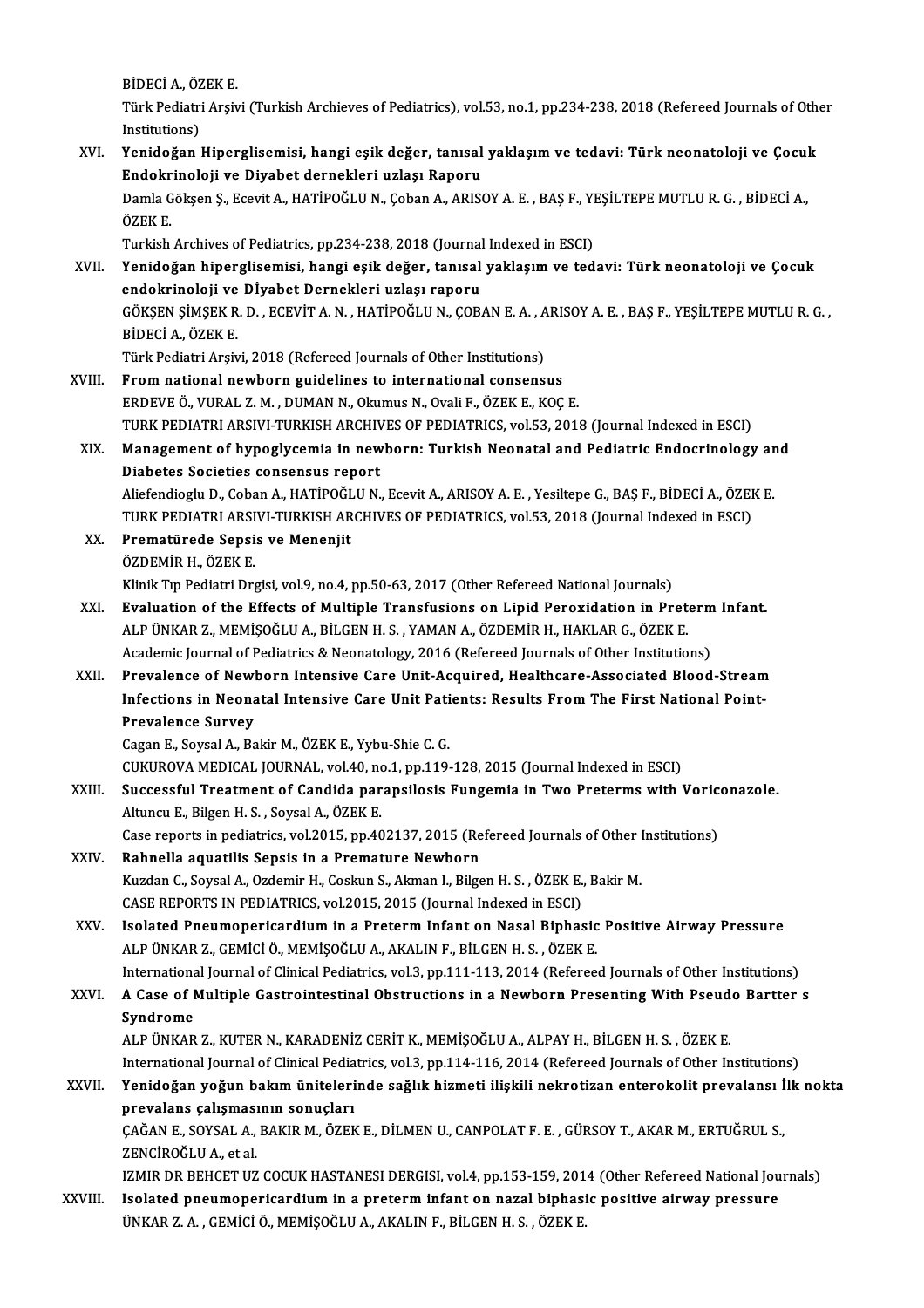BİDECİ A., ÖZEK E.

Türk Pediatri Arşivi (Turkish Archieves of Pediatrics), vol.53, no.1, pp.234-238, 2018 (Refereed Journals of Other Institutions)

XVI. **Yenidoğan Hiperglisemisi, hangi eşik değer, tanısal yaklaşım ve tedavi: Türk neonatoloji ve Çocuk Endokrinoloji ve Diyabet dernekleri uzlaşı Raporu**

Damla Gökşen Ş., Ecevit A., HATİPOĞLU N., Çoban A., ARISOY A. E. , BAŞ F., YEŞİLTEPE MUTLU R. G. , BİDECİ A., ÖZEK E.

Turkish Archives of Pediatrics, pp.234-238, 2018 (Journal Indexed in ESCI)

XVII. **Yenidoğan hiperglisemisi, hangi eşik değer, tanısal yaklaşım ve tedavi: Türk neonatoloji ve Çocuk endokrinoloji ve Dİyabet Dernekleri uzlaşı raporu**

GÖKŞEN ŞİMŞEK R. D. , ECEVİT A. N. , HATİPOĞLU N., ÇOBAN E. A. , ARISOY A. E. , BAŞ F., YEŞİLTEPE MUTLU R. G. , BİDECİ A., ÖZEK E.

Türk Pediatri Arşivi, 2018 (Refereed Journals of Other Institutions)

XVIII. **From national newborn guidelines to international consensus**

ERDEVE Ö., VURAL Z. M. , DUMAN N., Okumus N., Ovali F., ÖZEK E., KOÇ E.

TURK PEDIATRI ARSIVI-TURKISH ARCHIVES OF PEDIATRICS, vol.53, 2018 (Journal Indexed in ESCI)

XIX. **Management of hypoglycemia in newborn: Turkish Neonatal and Pediatric Endocrinology and Diabetes Societies consensus report**

Aliefendioglu D., Coban A., HATİPOĞLU N., Ecevit A., ARISOY A. E. , Yesiltepe G., BAŞ F., BİDECİ A., ÖZEK E.

TURK PEDIATRI ARSIVI-TURKISH ARCHIVES OF PEDIATRICS, vol.53, 2018 (Journal Indexed in ESCI)

XX. **Prematürede Sepsis ve Menenjit**

ÖZDEMİR H., ÖZEK E.

Klinik Tıp Pediatri Drgisi, vol.9, no.4, pp.50-63, 2017 (Other Refereed National Journals)

XXI. **Evaluation of the Effects of Multiple Transfusions on Lipid Peroxidation in Preterm Infant.**

ALP ÜNKAR Z., MEMİŞOĞLU A., BİLGEN H. S. , YAMAN A., ÖZDEMİR H., HAKLAR G., ÖZEK E.

Academic Journal of Pediatrics & Neonatology, 2016 (Refereed Journals of Other Institutions)

XXII. **Prevalence of Newborn Intensive Care Unit-Acquired, Healthcare-Associated Blood-Stream Infections in Neonatal Intensive Care Unit Patients: Results From The First National Point-Prevalence Survey**

Cagan E., Soysal A., Bakir M., ÖZEK E., Yybu-Shie C. G.

CUKUROVA MEDICAL JOURNAL, vol.40, no.1, pp.119-128, 2015 (Journal Indexed in ESCI)

XXIII. **Successful Treatment of Candida parapsilosis Fungemia in Two Preterms with Voriconazole.**

Altuncu E., Bilgen H. S. , Soysal A., ÖZEK E.

Case reports in pediatrics, vol.2015, pp.402137, 2015 (Refereed Journals of Other Institutions)

XXIV. **Rahnella aquatilis Sepsis in a Premature Newborn**

Kuzdan C., Soysal A., Ozdemir H., Coskun S., Akman I., Bilgen H. S. , ÖZEK E., Bakir M.

CASE REPORTS IN PEDIATRICS, vol.2015, 2015 (Journal Indexed in ESCI)

XXV. **Isolated Pneumopericardium in a Preterm Infant on Nasal Biphasic Positive Airway Pressure**

ALP ÜNKAR Z., GEMİCİ Ö., MEMİŞOĞLU A., AKALIN F., BİLGEN H. S. , ÖZEK E.

International Journal of Clinical Pediatrics, vol.3, pp.111-113, 2014 (Refereed Journals of Other Institutions)

XXVI. **A Case of Multiple Gastrointestinal Obstructions in a Newborn Presenting With Pseudo Bartter s Syndrome**

ALP ÜNKAR Z., KUTER N., KARADENİZ CERİT K., MEMİŞOĞLU A., ALPAY H., BİLGEN H. S. , ÖZEK E.

International Journal of Clinical Pediatrics, vol.3, pp.114-116, 2014 (Refereed Journals of Other Institutions)

XXVII. **Yenidoğan yoğun bakım ünitelerinde sağlık hizmeti ilişkili nekrotizan enterokolit prevalansı İlk nokta prevalans çalışmasının sonuçları**

ÇAĞAN E., SOYSAL A., BAKIR M., ÖZEK E., DİLMEN U., CANPOLAT F. E. , GÜRSOY T., AKAR M., ERTUĞRUL S., ZENCİROĞLU A., et al.

IZMIR DR BEHCET UZ COCUK HASTANESI DERGISI, vol.4, pp.153-159, 2014 (Other Refereed National Journals)

XXVIII. **Isolated pneumopericardium in a preterm infant on nazal biphasic positive airway pressure**

ÜNKAR Z. A. , GEMİCİ Ö., MEMİŞOĞLU A., AKALIN F., BİLGEN H. S. , ÖZEK E.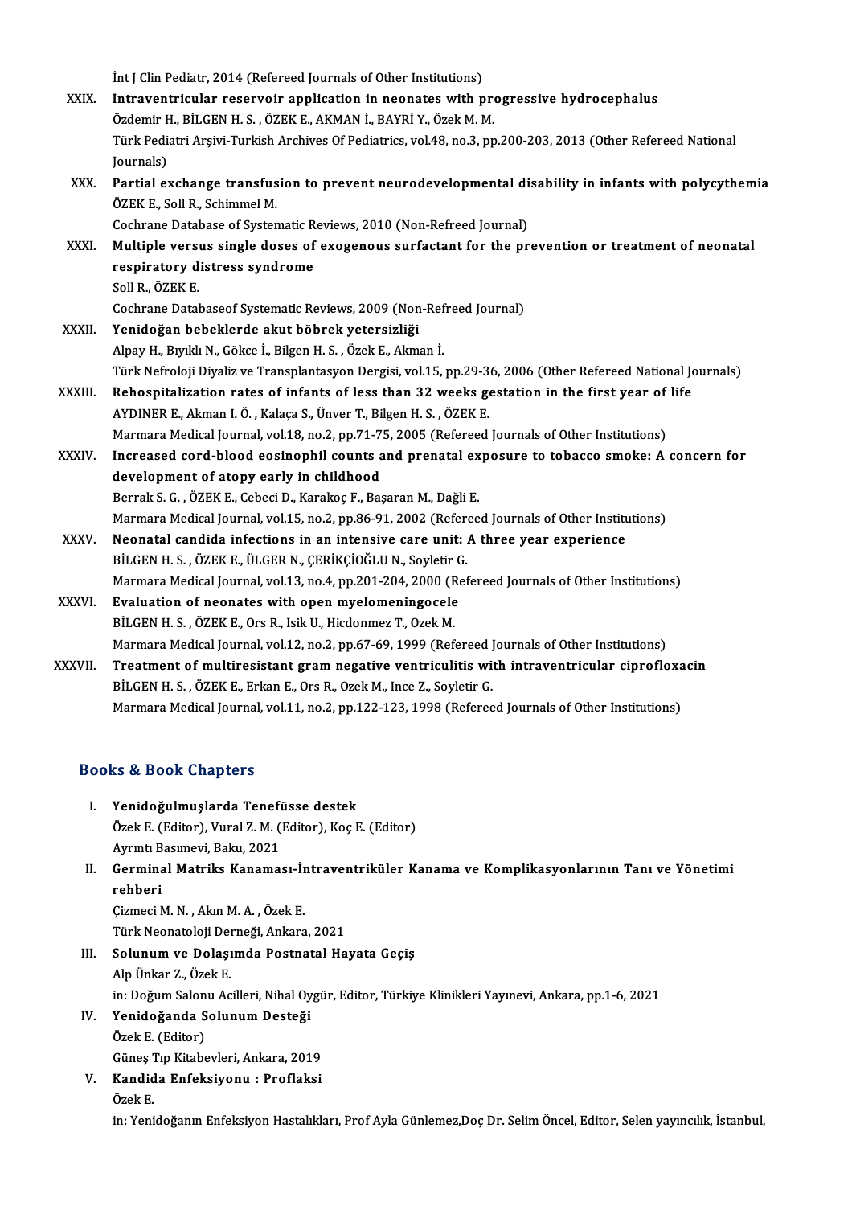İnt J Clin Pediatr, 2014 (Refereed Journals of Other Institutions)

XXIX. **Intraventricular reservoir application in neonates with progressive hydrocephalus**
Özdemir H., BİLGEN H. S. , ÖZEK E., AKMAN İ., BAYRİ Y., Özek M. M.
Türk Pediatri Arşivi-Turkish Archives Of Pediatrics, vol.48, no.3, pp.200-203, 2013 (Other Refereed National Journals)

XXX. **Partial exchange transfusion to prevent neurodevelopmental disability in infants with polycythemia**
ÖZEK E., Soll R., Schimmel M.
Cochrane Database of Systematic Reviews, 2010 (Non-Refreed Journal)

XXXI. **Multiple versus single doses of exogenous surfactant for the prevention or treatment of neonatal respiratory distress syndrome**
Soll R., ÖZEK E.
Cochrane Databaseof Systematic Reviews, 2009 (Non-Refreed Journal)

XXXII. **Yenidoğan bebeklerde akut böbrek yetersizliği**
Alpay H., Bıyıklı N., Gökce İ., Bilgen H. S. , Özek E., Akman İ.
Türk Nefroloji Diyaliz ve Transplantasyon Dergisi, vol.15, pp.29-36, 2006 (Other Refereed National Journals)

XXXIII. **Rehospitalization rates of infants of less than 32 weeks gestation in the first year of life**
AYDINER E., Akman I. Ö. , Kalaça S., Ünver T., Bilgen H. S. , ÖZEK E.
Marmara Medical Journal, vol.18, no.2, pp.71-75, 2005 (Refereed Journals of Other Institutions)

XXXIV. **Increased cord-blood eosinophil counts and prenatal exposure to tobacco smoke: A concern for development of atopy early in childhood**
Berrak S. G. , ÖZEK E., Cebeci D., Karakoç F., Başaran M., Dağli E.
Marmara Medical Journal, vol.15, no.2, pp.86-91, 2002 (Refereed Journals of Other Institutions)

XXXV. **Neonatal candida infections in an intensive care unit: A three year experience**
BİLGEN H. S. , ÖZEK E., ÜLGER N., ÇERİKÇİOĞLU N., Soyletir G.
Marmara Medical Journal, vol.13, no.4, pp.201-204, 2000 (Refereed Journals of Other Institutions)

XXXVI. **Evaluation of neonates with open myelomeningocele**
BİLGEN H. S. , ÖZEK E., Ors R., Isik U., Hicdonmez T., Ozek M.
Marmara Medical Journal, vol.12, no.2, pp.67-69, 1999 (Refereed Journals of Other Institutions)

XXXVII. **Treatment of multiresistant gram negative ventriculitis with intraventricular ciprofloxacin**
BİLGEN H. S. , ÖZEK E., Erkan E., Ors R., Ozek M., Ince Z., Soyletir G.
Marmara Medical Journal, vol.11, no.2, pp.122-123, 1998 (Refereed Journals of Other Institutions)

## Books & Book Chapters

I. **Yenidoğulmuşlarda Tenefüsse destek**
Özek E. (Editor), Vural Z. M. (Editor), Koç E. (Editor)
Ayrıntı Basımevi, Baku, 2021

II. **Germinal Matriks Kanaması-İntraventriküler Kanama ve Komplikasyonlarının Tanı ve Yönetimi rehberi**
Çizmeci M. N. , Akın M. A. , Özek E.
Türk Neonatoloji Derneği, Ankara, 2021

III. **Solunum ve Dolaşımda Postnatal Hayata Geçiş**
Alp Ünkar Z., Özek E.
in: Doğum Salonu Acilleri, Nihal Oygür, Editor, Türkiye Klinikleri Yayınevi, Ankara, pp.1-6, 2021

IV. **Yenidoğanda Solunum Desteği**
Özek E. (Editor)
Güneş Tıp Kitabevleri, Ankara, 2019

V. **Kandida Enfeksiyonu : Proflaksi**
Özek E.
in: Yenidoğanın Enfeksiyon Hastalıkları, Prof Ayla Günlemez,Doç Dr. Selim Öncel, Editor, Selen yayıncılık, İstanbul,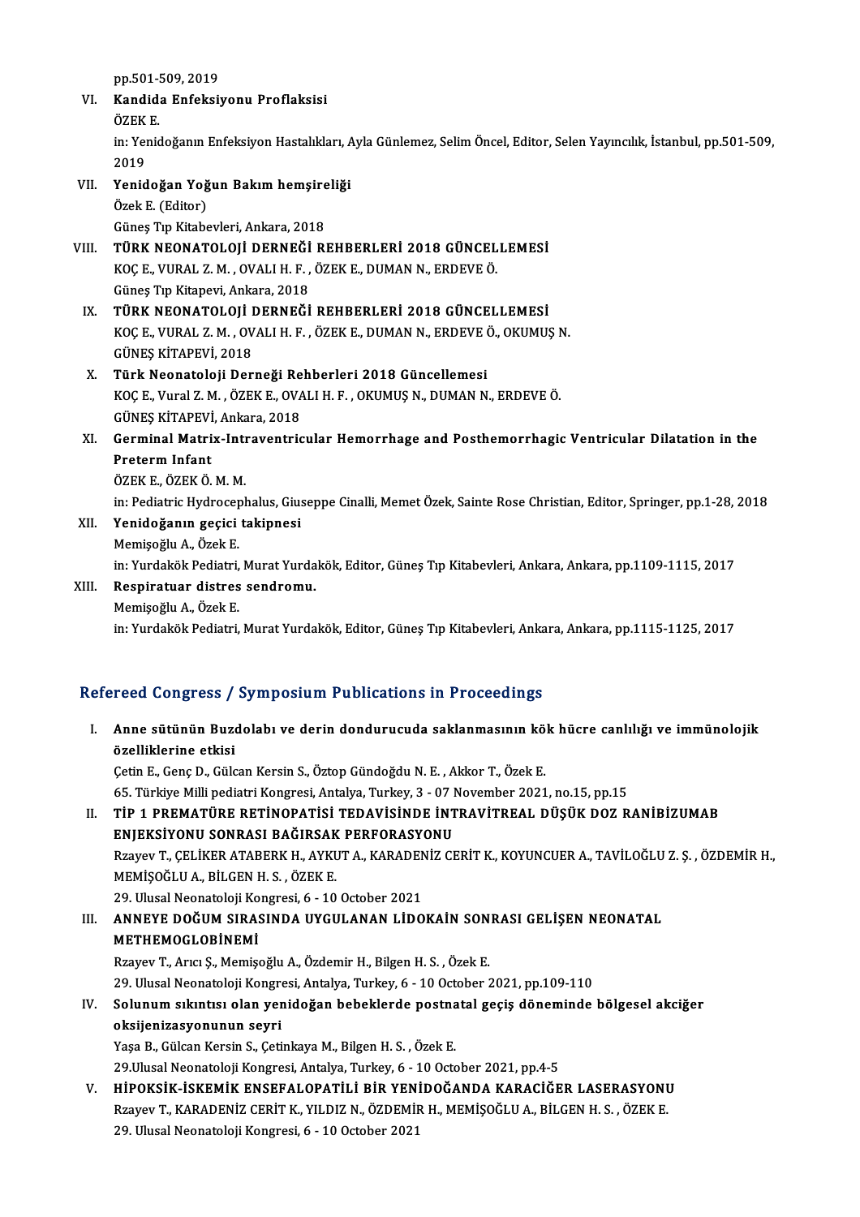pp.501-509, 2019

VI. **Kandida Enfeksiyonu Proflaksisi**
ÖZEK E.
in: Yenidoğanın Enfeksiyon Hastalıkları, Ayla Günlemez, Selim Öncel, Editor, Selen Yayıncılık, İstanbul, pp.501-509, 2019

VII. **Yenidoğan Yoğun Bakım hemşireliği**
Özek E. (Editor)
Güneş Tıp Kitabevleri, Ankara, 2018

VIII. **TÜRK NEONATOLOJİ DERNEĞİ REHBERLERİ 2018 GÜNCELLEMESİ**
KOÇ E., VURAL Z. M. , OVALI H. F. , ÖZEK E., DUMAN N., ERDEVE Ö.
Güneş Tıp Kitapevi, Ankara, 2018

IX. **TÜRK NEONATOLOJİ DERNEĞİ REHBERLERİ 2018 GÜNCELLEMESİ**
KOÇ E., VURAL Z. M. , OVALI H. F. , ÖZEK E., DUMAN N., ERDEVE Ö., OKUMUŞ N.
GÜNEŞ KİTAPEVİ, 2018

X. **Türk Neonatoloji Derneği Rehberleri 2018 Güncellemesi**
KOÇ E., Vural Z. M. , ÖZEK E., OVALI H. F. , OKUMUŞ N., DUMAN N., ERDEVE Ö.
GÜNEŞ KİTAPEVİ, Ankara, 2018

XI. **Germinal Matrix-Intraventricular Hemorrhage and Posthemorrhagic Ventricular Dilatation in the Preterm Infant**
ÖZEK E., ÖZEK Ö. M. M.
in: Pediatric Hydrocephalus, Giuseppe Cinalli, Memet Özek, Sainte Rose Christian, Editor, Springer, pp.1-28, 2018

XII. **Yenidoğanın geçici takipnesi**
Memişoğlu A., Özek E.
in: Yurdakök Pediatri, Murat Yurdakök, Editor, Güneş Tıp Kitabevleri, Ankara, Ankara, pp.1109-1115, 2017

XIII. **Respiratuar distres sendromu.**
Memişoğlu A., Özek E.
in: Yurdakök Pediatri, Murat Yurdakök, Editor, Güneş Tıp Kitabevleri, Ankara, Ankara, pp.1115-1125, 2017

## Refereed Congress / Symposium Publications in Proceedings

I. **Anne sütünün Buzdolabı ve derin dondurucuda saklanmasının kök hücre canlılığı ve immünolojik özelliklerine etkisi**
Çetin E., Genç D., Gülcan Kersin S., Öztop Gündoğdu N. E. , Akkor T., Özek E.
65. Türkiye Milli pediatri Kongresi, Antalya, Turkey, 3 - 07 November 2021, no.15, pp.15

II. **TİP 1 PREMATÜRE RETİNOPATİSİ TEDAVİSİNDE İNTRAVİTREAL DÜŞÜK DOZ RANİBİZUMAB ENJEKSİYONU SONRASI BAĞIRSAK PERFORASYONU**
Rzayev T., ÇELİKER ATABERK H., AYKUT A., KARADENİZ CERİT K., KOYUNCUER A., TAVİLOĞLU Z. Ş. , ÖZDEMİR H., MEMİŞOĞLU A., BİLGEN H. S. , ÖZEK E.
29. Ulusal Neonatoloji Kongresi, 6 - 10 October 2021

III. **ANNEYE DOĞUM SIRASINDA UYGULANAN LİDOKAİN SONRASI GELİŞEN NEONATAL METHEMOGLOBİNEMİ**
Rzayev T., Arıcı Ş., Memişoğlu A., Özdemir H., Bilgen H. S. , Özek E.
29. Ulusal Neonatoloji Kongresi, Antalya, Turkey, 6 - 10 October 2021, pp.109-110

IV. **Solunum sıkıntısı olan yenidoğan bebeklerde postnatal geçiş döneminde bölgesel akciğer oksijenizasyonunun seyri**
Yaşa B., Gülcan Kersin S., Çetinkaya M., Bilgen H. S. , Özek E.
29.Ulusal Neonatoloji Kongresi, Antalya, Turkey, 6 - 10 October 2021, pp.4-5

V. **HİPOKSİK-İSKEMİK ENSEFALOPATİLİ BİR YENİDOĞANDA KARACİĞER LASERASYONU**
Rzayev T., KARADENİZ CERİT K., YILDIZ N., ÖZDEMİR H., MEMİŞOĞLU A., BİLGEN H. S. , ÖZEK E.
29. Ulusal Neonatoloji Kongresi, 6 - 10 October 2021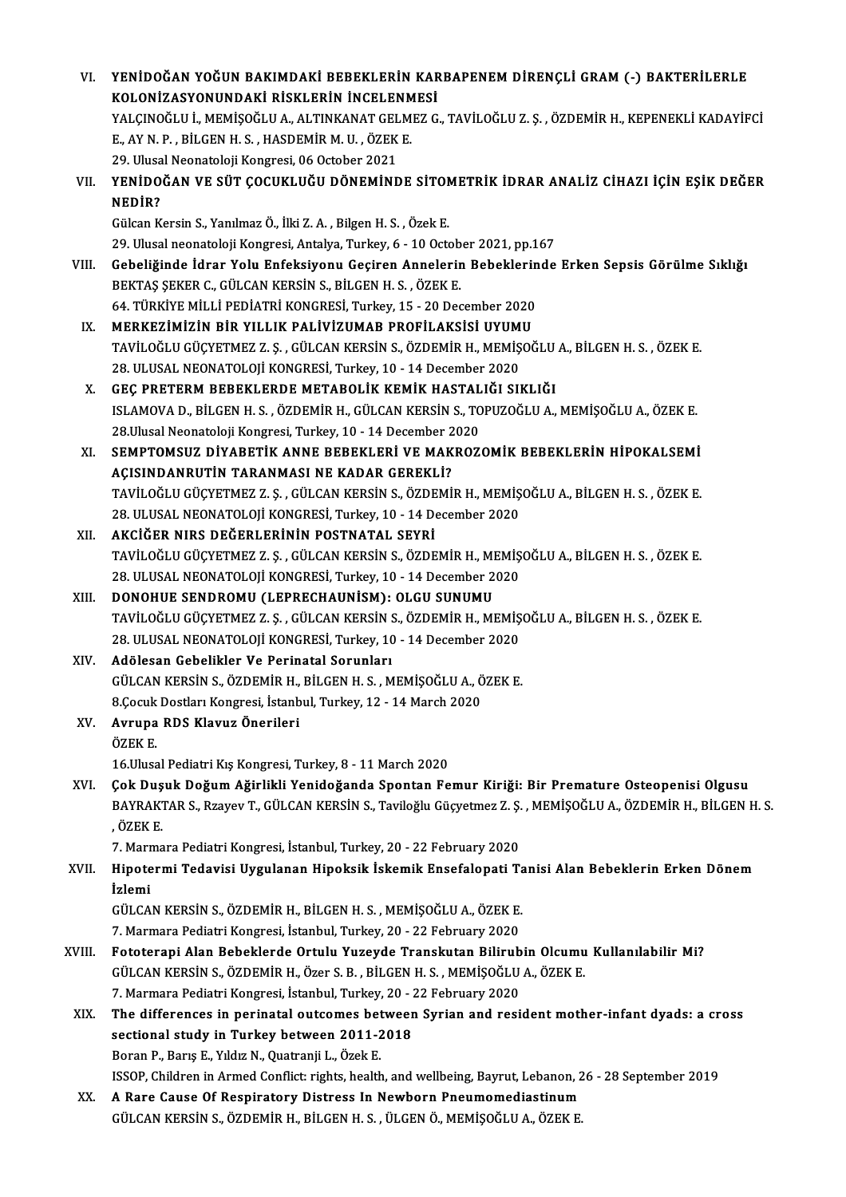VI. **YENİDOĞAN YOĞUN BAKIMDAKİ BEBEKLERİN KARBAPENEM DİRENÇLİ GRAM (-) BAKTERİLERLE KOLONİZASYONUNDAKİ RİSKLERİN İNCELENMESİ**
YALÇINOĞLU İ., MEMİŞOĞLU A., ALTINKANAT GELMEZ G., TAVİLOĞLU Z. Ş. , ÖZDEMİR H., KEPENEKLİ KADAYİFCİ E., AY N. P. , BİLGEN H. S. , HASDEMİR M. U. , ÖZEK E.
29. Ulusal Neonatoloji Kongresi, 06 October 2021

VII. **YENİDOĞAN VE SÜT ÇOCUKLUĞU DÖNEMİNDE SİTOMETRİK İDRAR ANALİZ CİHAZI İÇİN EŞİK DEĞER NEDİR?**
Gülcan Kersin S., Yanılmaz Ö., İlki Z. A. , Bilgen H. S. , Özek E.
29. Ulusal neonatoloji Kongresi, Antalya, Turkey, 6 - 10 October 2021, pp.167

VIII. **Gebeliğinde İdrar Yolu Enfeksiyonu Geçiren Annelerin Bebeklerinde Erken Sepsis Görülme Sıklığı**
BEKTAŞ ŞEKER C., GÜLCAN KERSİN S., BİLGEN H. S. , ÖZEK E.
64. TÜRKİYE MİLLİ PEDİATRİ KONGRESİ, Turkey, 15 - 20 December 2020

IX. **MERKEZİMİZİN BİR YILLIK PALİVİZUMAB PROFİLAKSİSİ UYUMU**
TAVİLOĞLU GÜÇYETMEZ Z. Ş. , GÜLCAN KERSİN S., ÖZDEMİR H., MEMİŞOĞLU A., BİLGEN H. S. , ÖZEK E.
28. ULUSAL NEONATOLOJİ KONGRESİ, Turkey, 10 - 14 December 2020

X. **GEÇ PRETERM BEBEKLERDE METABOLİK KEMİK HASTALIĞI SIKLIĞI**
ISLAMOVA D., BİLGEN H. S. , ÖZDEMİR H., GÜLCAN KERSİN S., TOPUZOĞLU A., MEMİŞOĞLU A., ÖZEK E.
28.Ulusal Neonatoloji Kongresi, Turkey, 10 - 14 December 2020

XI. **SEMPTOMSUZ DİYABETİK ANNE BEBEKLERİ VE MAKROZOMİK BEBEKLERİN HİPOKALSEMİ AÇISINDANRUTİN TARANMASI NE KADAR GEREKLİ?**
TAVİLOĞLU GÜÇYETMEZ Z. Ş. , GÜLCAN KERSİN S., ÖZDEMİR H., MEMİŞOĞLU A., BİLGEN H. S. , ÖZEK E.
28. ULUSAL NEONATOLOJİ KONGRESİ, Turkey, 10 - 14 December 2020

XII. **AKCİĞER NIRS DEĞERLERİNİN POSTNATAL SEYRİ**
TAVİLOĞLU GÜÇYETMEZ Z. Ş. , GÜLCAN KERSİN S., ÖZDEMİR H., MEMİŞOĞLU A., BİLGEN H. S. , ÖZEK E.
28. ULUSAL NEONATOLOJİ KONGRESİ, Turkey, 10 - 14 December 2020

XIII. **DONOHUE SENDROMU (LEPRECHAUNİSM): OLGU SUNUMU**
TAVİLOĞLU GÜÇYETMEZ Z. Ş. , GÜLCAN KERSİN S., ÖZDEMİR H., MEMİŞOĞLU A., BİLGEN H. S. , ÖZEK E.
28. ULUSAL NEONATOLOJİ KONGRESİ, Turkey, 10 - 14 December 2020

XIV. **Adölesan Gebelikler Ve Perinatal Sorunları**
GÜLCAN KERSİN S., ÖZDEMİR H., BİLGEN H. S. , MEMİŞOĞLU A., ÖZEK E.
8.Çocuk Dostları Kongresi, İstanbul, Turkey, 12 - 14 March 2020

XV. **Avrupa RDS Klavuz Önerileri**
ÖZEK E.
16.Ulusal Pediatri Kış Kongresi, Turkey, 8 - 11 March 2020

XVI. **Çok Duşuk Doğum Ağirlikli Yenidoğanda Spontan Femur Kiriği: Bir Premature Osteopenisi Olgusu**
BAYRAKTAR S., Rzayev T., GÜLCAN KERSİN S., Taviloğlu Güçyetmez Z. Ş. , MEMİŞOĞLU A., ÖZDEMİR H., BİLGEN H. S. , ÖZEK E.
7. Marmara Pediatri Kongresi, İstanbul, Turkey, 20 - 22 February 2020

XVII. **Hipotermi Tedavisi Uygulanan Hipoksik İskemik Ensefalopati Tanisi Alan Bebeklerin Erken Dönem İzlemi**
GÜLCAN KERSİN S., ÖZDEMİR H., BİLGEN H. S. , MEMİŞOĞLU A., ÖZEK E.
7. Marmara Pediatri Kongresi, İstanbul, Turkey, 20 - 22 February 2020

XVIII. **Fototerapi Alan Bebeklerde Ortulu Yuzeyde Transkutan Bilirubin Olcumu Kullanılabilir Mi?**
GÜLCAN KERSİN S., ÖZDEMİR H., Özer S. B. , BİLGEN H. S. , MEMİŞOĞLU A., ÖZEK E.
7. Marmara Pediatri Kongresi, İstanbul, Turkey, 20 - 22 February 2020

XIX. **The differences in perinatal outcomes between Syrian and resident mother-infant dyads: a cross sectional study in Turkey between 2011-2018**
Boran P., Barış E., Yıldız N., Quatranji L., Özek E.
ISSOP, Children in Armed Conflict: rights, health, and wellbeing, Bayrut, Lebanon, 26 - 28 September 2019

XX. **A Rare Cause Of Respiratory Distress In Newborn Pneumomediastinum**
GÜLCAN KERSİN S., ÖZDEMİR H., BİLGEN H. S. , ÜLGEN Ö., MEMİŞOĞLU A., ÖZEK E.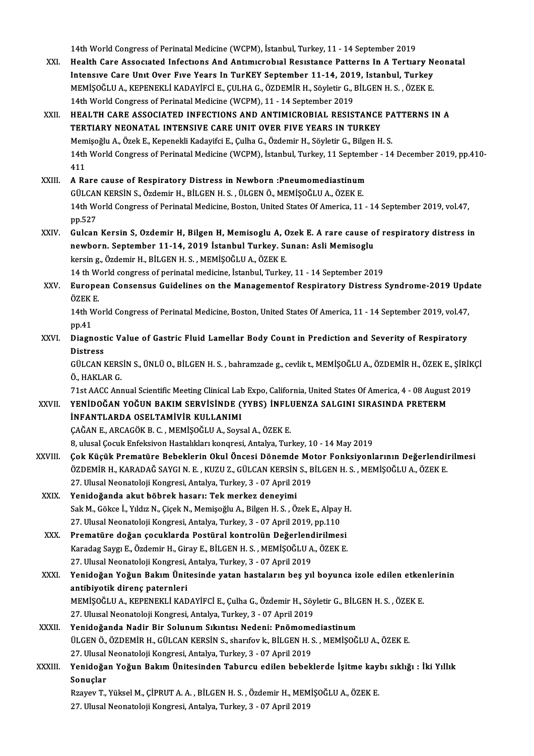14th World Congress of Perinatal Medicine (WCPM), İstanbul, Turkey, 11 - 14 September 2019

XXI. **Health Care Assocıated Infectıons And Antımıcrobıal Resıstance Patterns In A Tertıary Neonatal Intensıve Care Unıt Over Fıve Years In TurKEY September 11-14, 2019, Istanbul, Turkey**
MEMİŞOĞLU A., KEPENEKLİ KADAYİFCİ E., ÇULHA G., ÖZDEMİR H., Söyletir G., BİLGEN H. S. , ÖZEK E.
14th World Congress of Perinatal Medicine (WCPM), 11 - 14 September 2019

XXII. **HEALTH CARE ASSOCIATED INFECTIONS AND ANTIMICROBIAL RESISTANCE PATTERNS IN A TERTIARY NEONATAL INTENSIVE CARE UNIT OVER FIVE YEARS IN TURKEY**
Memişoğlu A., Özek E., Kepenekli Kadayifci E., Çulha G., Özdemir H., Söyletir G., Bilgen H. S.
14th World Congress of Perinatal Medicine (WCPM), İstanbul, Turkey, 11 September - 14 December 2019, pp.410-411

XXIII. **A Rare cause of Respiratory Distress in Newborn :Pneumomediastinum**
GÜLCAN KERSİN S., Özdemir H., BİLGEN H. S. , ÜLGEN Ö., MEMİŞOĞLU A., ÖZEK E.
14th World Congress of Perinatal Medicine, Boston, United States Of America, 11 - 14 September 2019, vol.47, pp.527

XXIV. **Gulcan Kersin S, Ozdemir H, Bilgen H, Memisoglu A, Ozek E. A rare cause of respiratory distress in newborn. September 11-14, 2019 İstanbul Turkey. Sunan: Asli Memisoglu**
kersin g., Özdemir H., BİLGEN H. S. , MEMİŞOĞLU A., ÖZEK E.
14 th World congress of perinatal medicine, İstanbul, Turkey, 11 - 14 September 2019

XXV. **European Consensus Guidelines on the Managementof Respiratory Distress Syndrome-2019 Update**
ÖZEK E.
14th World Congress of Perinatal Medicine, Boston, United States Of America, 11 - 14 September 2019, vol.47, pp.41

XXVI. **Diagnostic Value of Gastric Fluid Lamellar Body Count in Prediction and Severity of Respiratory Distress**
GÜLCAN KERSİN S., ÜNLÜ O., BİLGEN H. S. , bahramzade g., cevlik t., MEMİŞOĞLU A., ÖZDEMİR H., ÖZEK E., ŞİRİKÇİ Ö., HAKLAR G.
71st AACC Annual Scientific Meeting Clinical Lab Expo, California, United States Of America, 4 - 08 August 2019

XXVII. **YENİDOĞAN YOĞUN BAKIM SERVİSİNDE (YYBS) İNFLUENZA SALGINI SIRASINDA PRETERM İNFANTLARDA OSELTAMİVİR KULLANIMI**
ÇAĞAN E., ARCAGÖK B. C. , MEMİŞOĞLU A., Soysal A., ÖZEK E.
8, ulusal Çocuk Enfeksivon Hastalıkları konqresi, Antalya, Turkey, 10 - 14 May 2019

XXVIII. **Çok Küçük Prematüre Bebeklerin Okul Öncesi Dönemde Motor Fonksiyonlarının Değerlendirilmesi**
ÖZDEMİR H., KARADAĞ SAYGI N. E. , KUZU Z., GÜLCAN KERSİN S., BİLGEN H. S. , MEMİŞOĞLU A., ÖZEK E.
27. Ulusal Neonatoloji Kongresi, Antalya, Turkey, 3 - 07 April 2019

XXIX. **Yenidoğanda akut böbrek hasarı: Tek merkez deneyimi**
Sak M., Gökce İ., Yıldız N., Çiçek N., Memişoğlu A., Bilgen H. S. , Özek E., Alpay H.
27. Ulusal Neonatoloji Kongresi, Antalya, Turkey, 3 - 07 April 2019, pp.110

XXX. **Prematüre doğan çocuklarda Postüral kontrolün Değerlendirilmesi**
Karadag Saygı E., Özdemir H., Giray E., BİLGEN H. S. , MEMİŞOĞLU A., ÖZEK E.
27. Ulusal Neonatoloji Kongresi, Antalya, Turkey, 3 - 07 April 2019

XXXI. **Yenidoğan Yoğun Bakım Ünitesinde yatan hastaların beş yıl boyunca izole edilen etkenlerinin antibiyotik direnç paternleri**
MEMİŞOĞLU A., KEPENEKLİ KADAYİFCİ E., Çulha G., Özdemir H., Söyletir G., BİLGEN H. S. , ÖZEK E.
27. Uluısal Neonatoloji Kongresi, Antalya, Turkey, 3 - 07 April 2019

XXXII. **Yenidoğanda Nadir Bir Solunum Sıkıntısı Nedeni: Pnömomediastinum**
ÜLGEN Ö., ÖZDEMİR H., GÜLCAN KERSİN S., sharıfov k., BİLGEN H. S. , MEMİŞOĞLU A., ÖZEK E.
27. Ulusal Neonatoloji Kongresi, Antalya, Turkey, 3 - 07 April 2019

XXXIII. **Yenidoğan Yoğun Bakım Ünitesinden Taburcu edilen bebeklerde İşitme kaybı sıklığı : İki Yıllık Sonuçlar**
Rzayev T., Yüksel M., ÇİPRUT A. A. , BİLGEN H. S. , Özdemir H., MEMİŞOĞLU A., ÖZEK E.
27. Ulusal Neonatoloji Kongresi, Antalya, Turkey, 3 - 07 April 2019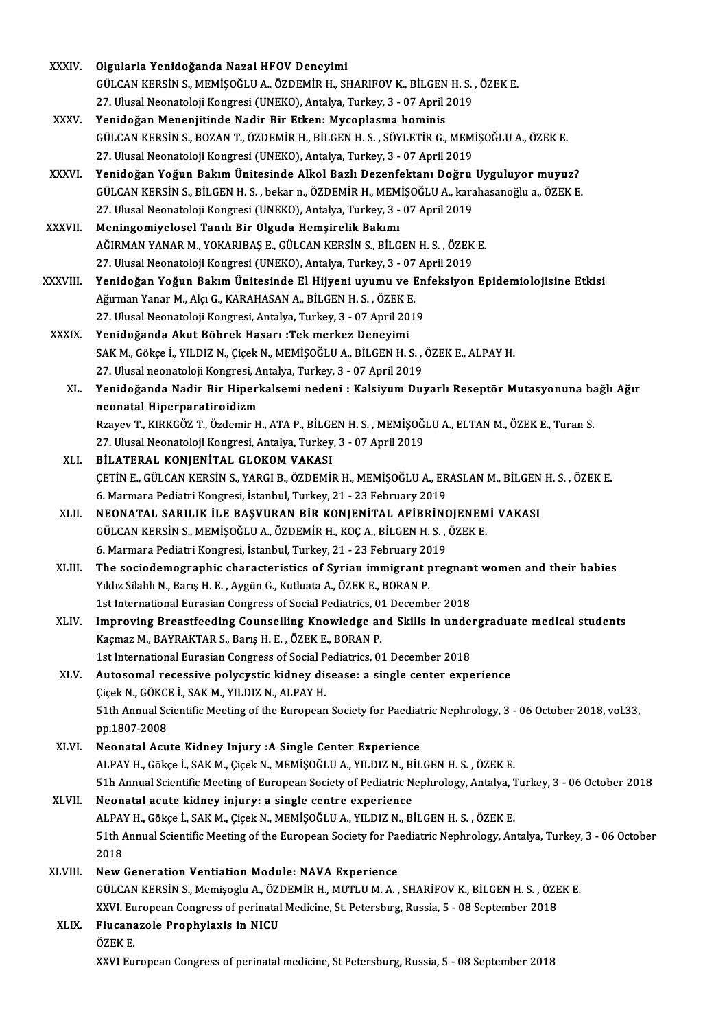XXXIV. **Olgularla Yenidoğanda Nazal HFOV Deneyimi**
GÜLCAN KERSİN S., MEMİŞOĞLU A., ÖZDEMİR H., SHARIFOV K., BİLGEN H. S. , ÖZEK E.
27. Ulusal Neonatoloji Kongresi (UNEKO), Antalya, Turkey, 3 - 07 April 2019

XXXV. **Yenidoğan Menenjitinde Nadir Bir Etken: Mycoplasma hominis**
GÜLCAN KERSİN S., BOZAN T., ÖZDEMİR H., BİLGEN H. S. , SÖYLETİR G., MEMİŞOĞLU A., ÖZEK E.
27. Ulusal Neonatoloji Kongresi (UNEKO), Antalya, Turkey, 3 - 07 April 2019

XXXVI. **Yenidoğan Yoğun Bakım Ünitesinde Alkol Bazlı Dezenfektanı Doğru Uyguluyor muyuz?**
GÜLCAN KERSİN S., BİLGEN H. S. , bekar n., ÖZDEMİR H., MEMİŞOĞLU A., karahasanoğlu a., ÖZEK E.
27. Ulusal Neonatoloji Kongresi (UNEKO), Antalya, Turkey, 3 - 07 April 2019

XXXVII. **Meningomiyelosel Tanılı Bir Olguda Hemşirelik Bakımı**
AĞIRMAN YANAR M., YOKARIBAŞ E., GÜLCAN KERSİN S., BİLGEN H. S. , ÖZEK E.
27. Ulusal Neonatoloji Kongresi (UNEKO), Antalya, Turkey, 3 - 07 April 2019

XXXVIII. **Yenidoğan Yoğun Bakım Ünitesinde El Hijyeni uyumu ve Enfeksiyon Epidemiolojisine Etkisi**
Ağırman Yanar M., Alçı G., KARAHASAN A., BİLGEN H. S. , ÖZEK E.
27. Ulusal Neonatoloji Kongresi, Antalya, Turkey, 3 - 07 April 2019

XXXIX. **Yenidoğanda Akut Böbrek Hasarı :Tek merkez Deneyimi**
SAK M., Gökçe İ., YILDIZ N., Çiçek N., MEMİŞOĞLU A., BİLGEN H. S. , ÖZEK E., ALPAY H.
27. Ulusal neonatoloji Kongresi, Antalya, Turkey, 3 - 07 April 2019

XL. **Yenidoğanda Nadir Bir Hiperkalsemi nedeni : Kalsiyum Duyarlı Reseptör Mutasyonuna bağlı Ağır neonatal Hiperparatiroidizm**
Rzayev T., KIRKGÖZ T., Özdemir H., ATA P., BİLGEN H. S. , MEMİŞOĞLU A., ELTAN M., ÖZEK E., Turan S.
27. Ulusal Neonatoloji Kongresi, Antalya, Turkey, 3 - 07 April 2019

XLI. **BİLATERAL KONJENİTAL GLOKOM VAKASI**
ÇETİN E., GÜLCAN KERSİN S., YARGI B., ÖZDEMİR H., MEMİŞOĞLU A., ERASLAN M., BİLGEN H. S. , ÖZEK E.
6. Marmara Pediatri Kongresi, İstanbul, Turkey, 21 - 23 February 2019

XLII. **NEONATAL SARILIK İLE BAŞVURAN BİR KONJENİTAL AFİBRİNOJENEMİ VAKASI**
GÜLCAN KERSİN S., MEMİŞOĞLU A., ÖZDEMİR H., KOÇ A., BİLGEN H. S. , ÖZEK E.
6. Marmara Pediatri Kongresi, İstanbul, Turkey, 21 - 23 February 2019

XLIII. **The sociodemographic characteristics of Syrian immigrant pregnant women and their babies**
Yıldız Silahlı N., Barış H. E. , Aygün G., Kutluata A., ÖZEK E., BORAN P.
1st International Eurasian Congress of Social Pediatrics, 01 December 2018

XLIV. **Improving Breastfeeding Counselling Knowledge and Skills in undergraduate medical students**
Kaçmaz M., BAYRAKTAR S., Barış H. E. , ÖZEK E., BORAN P.
1st International Eurasian Congress of Social Pediatrics, 01 December 2018

XLV. **Autosomal recessive polycystic kidney disease: a single center experience**
Çiçek N., GÖKCE İ., SAK M., YILDIZ N., ALPAY H.
51th Annual Scientific Meeting of the European Society for Paediatric Nephrology, 3 - 06 October 2018, vol.33, pp.1807-2008

XLVI. **Neonatal Acute Kidney Injury :A Single Center Experience**
ALPAY H., Gökçe İ., SAK M., Çiçek N., MEMİŞOĞLU A., YILDIZ N., BİLGEN H. S. , ÖZEK E.
51h Annual Scientific Meeting of European Society of Pediatric Nephrology, Antalya, Turkey, 3 - 06 October 2018

XLVII. **Neonatal acute kidney injury: a single centre experience**
ALPAY H., Gökçe İ., SAK M., Çiçek N., MEMİŞOĞLU A., YILDIZ N., BİLGEN H. S. , ÖZEK E.
51th Annual Scientific Meeting of the European Society for Paediatric Nephrology, Antalya, Turkey, 3 - 06 October 2018

XLVIII. **New Generation Ventiation Module: NAVA Experience**
GÜLCAN KERSİN S., Memişoglu A., ÖZDEMİR H., MUTLU M. A. , SHARİFOV K., BİLGEN H. S. , ÖZEK E.
XXVI. European Congress of perinatal Medicine, St. Petersbırg, Russia, 5 - 08 September 2018

XLIX. **Flucanazole Prophylaxis in NICU**
ÖZEK E.
XXVI European Congress of perinatal medicine, St Petersburg, Russia, 5 - 08 September 2018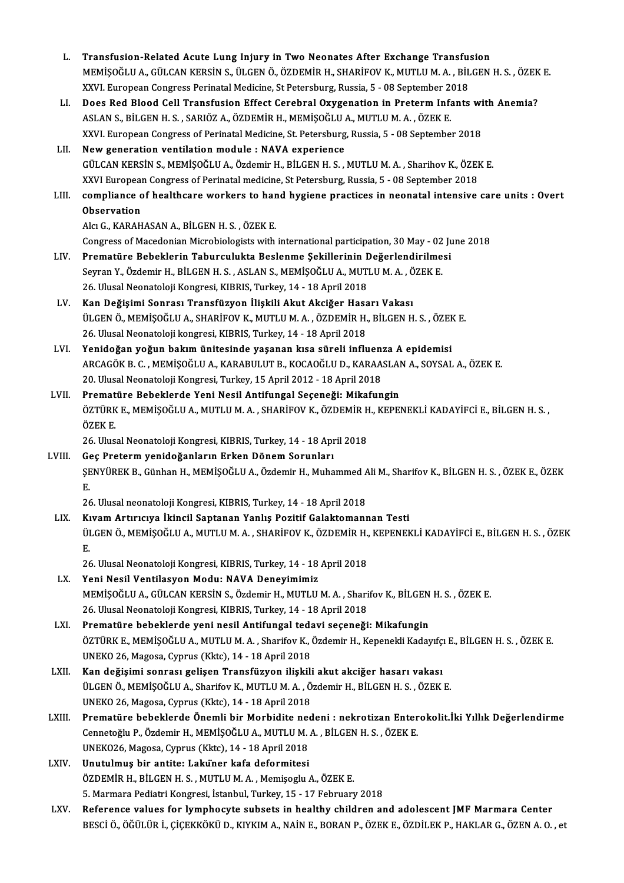L. **Transfusion-Related Acute Lung Injury in Two Neonates After Exchange Transfusion**
MEMİŞOĞLU A., GÜLCAN KERSİN S., ÜLGEN Ö., ÖZDEMİR H., SHARİFOV K., MUTLU M. A. , BİLGEN H. S. , ÖZEK E.
XXVI. European Congress Perinatal Medicine, St Petersburg, Russia, 5 - 08 September 2018

LI. **Does Red Blood Cell Transfusion Effect Cerebral Oxygenation in Preterm Infants with Anemia?**
ASLAN S., BİLGEN H. S. , SARIÖZ A., ÖZDEMİR H., MEMİŞOĞLU A., MUTLU M. A. , ÖZEK E.
XXVI. European Congress of Perinatal Medicine, St. Petersburg, Russia, 5 - 08 September 2018

LII. **New generation ventilation module : NAVA experience**
GÜLCAN KERSİN S., MEMİŞOĞLU A., Özdemir H., BİLGEN H. S. , MUTLU M. A. , Sharihov K., ÖZEK E.
XXVI European Congress of Perinatal medicine, St Petersburg, Russia, 5 - 08 September 2018

LIII. **compliance of healthcare workers to hand hygiene practices in neonatal intensive care units : Overt Observation**
Alcı G., KARAHASAN A., BİLGEN H. S. , ÖZEK E.
Congress of Macedonian Microbiologists with international participation, 30 May - 02 June 2018

LIV. **Prematüre Bebeklerin Taburculukta Beslenme Şekillerinin Değerlendirilmesi**
Seyran Y., Özdemir H., BİLGEN H. S. , ASLAN S., MEMİŞOĞLU A., MUTLU M. A. , ÖZEK E.
26. Ulusal Neonatoloji Kongresi, KIBRIS, Turkey, 14 - 18 April 2018

LV. **Kan Değişimi Sonrası Transfüzyon İlişkili Akut Akciğer Hasarı Vakası**
ÜLGEN Ö., MEMİŞOĞLU A., SHARİFOV K., MUTLU M. A. , ÖZDEMİR H., BİLGEN H. S. , ÖZEK E.
26. Ulusal Neonatoloji kongresi, KIBRIS, Turkey, 14 - 18 April 2018

LVI. **Yenidoğan yoğun bakım ünitesinde yaşanan kısa süreli influenza A epidemisi**
ARCAGÖK B. C. , MEMİŞOĞLU A., KARABULUT B., KOCAOĞLU D., KARAASLAN A., SOYSAL A., ÖZEK E.
20. Ulusal Neonatoloji Kongresi, Turkey, 15 April 2012 - 18 April 2018

LVII. **Prematüre Bebeklerde Yeni Nesil Antifungal Seçeneği: Mikafungin**
ÖZTÜRK E., MEMİŞOĞLU A., MUTLU M. A. , SHARİFOV K., ÖZDEMİR H., KEPENEKLİ KADAYİFCİ E., BİLGEN H. S. , ÖZEK E.
26. Ulusal Neonatoloji Kongresi, KIBRIS, Turkey, 14 - 18 April 2018

LVIII. **Geç Preterm yenidoğanların Erken Dönem Sorunları**
ŞENYÜREK B., Günhan H., MEMİŞOĞLU A., Özdemir H., Muhammed Ali M., Sharifov K., BİLGEN H. S. , ÖZEK E., ÖZEK E.
26. Ulusal neonatoloji Kongresi, KIBRIS, Turkey, 14 - 18 April 2018

LIX. **Kıvam Artırıcıya İkincil Saptanan Yanlış Pozitif Galaktomannan Testi**
ÜLGEN Ö., MEMİŞOĞLU A., MUTLU M. A. , SHARİFOV K., ÖZDEMİR H., KEPENEKLİ KADAYİFCİ E., BİLGEN H. S. , ÖZEK E.
26. Ulusal Neonatoloji Kongresi, KIBRIS, Turkey, 14 - 18 April 2018

LX. **Yeni Nesil Ventilasyon Modu: NAVA Deneyimimiz**
MEMİŞOĞLU A., GÜLCAN KERSİN S., Özdemir H., MUTLU M. A. , Sharifov K., BİLGEN H. S. , ÖZEK E.
26. Ulusal Neonatoloji Kongresi, KIBRIS, Turkey, 14 - 18 April 2018

LXI. **Prematüre bebeklerde yeni nesil Antifungal tedavi seçeneği: Mikafungin**
ÖZTÜRK E., MEMİŞOĞLU A., MUTLU M. A. , Sharifov K., Özdemir H., Kepenekli Kadayıfçı E., BİLGEN H. S. , ÖZEK E.
UNEKO 26, Magosa, Cyprus (Kktc), 14 - 18 April 2018

LXII. **Kan değişimi sonrası gelişen Transfüzyon ilişkili akut akciğer hasarı vakası**
ÜLGEN Ö., MEMİŞOĞLU A., Sharifov K., MUTLU M. A. , Özdemir H., BİLGEN H. S. , ÖZEK E.
UNEKO 26, Magosa, Cyprus (Kktc), 14 - 18 April 2018

LXIII. **Prematüre bebeklerde Önemli bir Morbidite nedeni : nekrotizan Enterokolit.İki Yıllık Değerlendirme**
Cennetoğlu P., Özdemir H., MEMİŞOĞLU A., MUTLU M. A. , BİLGEN H. S. , ÖZEK E.
UNEKO26, Magosa, Cyprus (Kktc), 14 - 18 April 2018

LXIV. **Unutulmuş bir antite: Laküner kafa deformitesi**
ÖZDEMİR H., BİLGEN H. S. , MUTLU M. A. , Memişoglu A., ÖZEK E.
5. Marmara Pediatri Kongresi, İstanbul, Turkey, 15 - 17 February 2018

LXV. **Reference values for lymphocyte subsets in healthy children and adolescent JMF Marmara Center**
BESCİ Ö., ÖĞÜLÜR İ., ÇİÇEKKÖKÜ D., KIYKIM A., NAİN E., BORAN P., ÖZEK E., ÖZDİLEK P., HAKLAR G., ÖZEN A. O. , et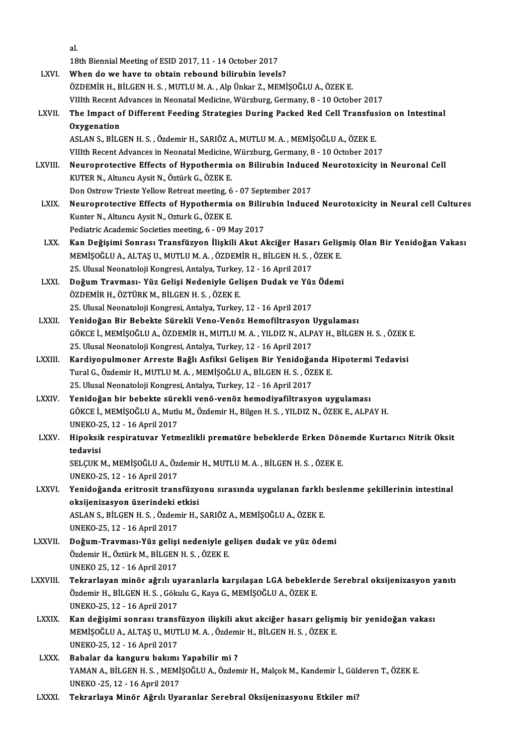al.

18th Biennial Meeting of ESID 2017, 11 - 14 October 2017

LXVI. **When do we have to obtain rebound bilirubin levels?**
ÖZDEMİR H., BİLGEN H. S. , MUTLU M. A. , Alp Ünkar Z., MEMİŞOĞLU A., ÖZEK E.
VIIIth Recent Advances in Neonatal Medicine, Würzburg, Germany, 8 - 10 October 2017

LXVII. **The Impact of Different Feeding Strategies During Packed Red Cell Transfusion on Intestinal Oxygenation**
ASLAN S., BİLGEN H. S. , Özdemir H., SARIÖZ A., MUTLU M. A. , MEMİŞOĞLU A., ÖZEK E.
VIIIth Recent Advances in Neonatal Medicine, Würzburg, Germany, 8 - 10 October 2017

LXVIII. **Neuroprotective Effects of Hypothermia on Bilirubin Induced Neurotoxicity in Neuronal Cell**
KUTER N., Altuncu Aysit N., Öztürk G., ÖZEK E.
Don Ostrow Trieste Yellow Retreat meeting, 6 - 07 September 2017

LXIX. **Neuroprotective Effects of Hypothermia on Bilirubin Induced Neurotoxicity in Neural cell Cultures**
Kunter N., Altuncu Aysit N., Ozturk G., ÖZEK E.
Pediatric Academic Societies meeting, 6 - 09 May 2017

LXX. **Kan Değişimi Sonrası Transfüzyon İlişkili Akut Akciğer Hasarı Gelişmiş Olan Bir Yenidoğan Vakası**
MEMİŞOĞLU A., ALTAŞ U., MUTLU M. A. , ÖZDEMİR H., BİLGEN H. S. , ÖZEK E.
25. Ulusal Neonatoloji Kongresi, Antalya, Turkey, 12 - 16 April 2017

LXXI. **Doğum Travması- Yüz Gelişi Nedeniyle Gelişen Dudak ve Yüz Ödemi**
ÖZDEMİR H., ÖZTÜRK M., BİLGEN H. S. , ÖZEK E.
25. Ulusal Neonatoloji Kongresi, Antalya, Turkey, 12 - 16 April 2017

LXXII. **Yenidoğan Bir Bebekte Sürekli Veno-Venöz Hemofiltrasyon Uygulaması**
GÖKCE İ., MEMİŞOĞLU A., ÖZDEMİR H., MUTLU M. A. , YILDIZ N., ALPAY H., BİLGEN H. S. , ÖZEK E.
25. Ulusal Neonatoloji Kongresi, Antalya, Turkey, 12 - 16 April 2017

LXXIII. **Kardiyopulmoner Arreste Bağlı Asfiksi Gelişen Bir Yenidoğanda Hipotermi Tedavisi**
Tural G., Özdemir H., MUTLU M. A. , MEMİŞOĞLU A., BİLGEN H. S. , ÖZEK E.
25. Ulusal Neonatoloji Kongresi, Antalya, Turkey, 12 - 16 April 2017

LXXIV. **Yenidoğan bir bebekte sürekli venö-venöz hemodiyafiltrasyon uygulaması**
GÖKCE İ., MEMİŞOĞLU A., Mutlu M., Özdemir H., Bilgen H. S. , YILDIZ N., ÖZEK E., ALPAY H.
UNEKO-25, 12 - 16 April 2017

LXXV. **Hipoksik respiratuvar Yetmezlikli prematüre bebeklerde Erken Dönemde Kurtarıcı Nitrik Oksit tedavisi**
SELÇUK M., MEMİŞOĞLU A., Özdemir H., MUTLU M. A. , BİLGEN H. S. , ÖZEK E.
UNEKO-25, 12 - 16 April 2017

LXXVI. **Yenidoğanda eritrosit transfüzyonu sırasında uygulanan farklı beslenme şekillerinin intestinal oksijenizasyon üzerindeki etkisi**
ASLAN S., BİLGEN H. S. , Özdemir H., SARIÖZ A., MEMİŞOĞLU A., ÖZEK E.
UNEKO-25, 12 - 16 April 2017

LXXVII. **Doğum-Travması-Yüz gelişi nedeniyle gelişen dudak ve yüz ödemi**
Özdemir H., Öztürk M., BİLGEN H. S. , ÖZEK E.
UNEKO 25, 12 - 16 April 2017

LXXVIII. **Tekrarlayan minör ağrılı uyaranlarla karşılaşan LGA bebeklerde Serebral oksijenizasyon yanıtı**
Özdemir H., BİLGEN H. S. , Gökulu G., Kaya G., MEMİŞOĞLU A., ÖZEK E.
UNEKO-25, 12 - 16 April 2017

LXXIX. **Kan değişimi sonrası transfüzyon ilişkili akut akciğer hasarı gelişmiş bir yenidoğan vakası**
MEMİŞOĞLU A., ALTAŞ U., MUTLU M. A. , Özdemir H., BİLGEN H. S. , ÖZEK E.
UNEKO-25, 12 - 16 April 2017

LXXX. **Babalar da kanguru bakımı Yapabilir mi ?**
YAMAN A., BİLGEN H. S. , MEMİŞOĞLU A., Özdemir H., Malçok M., Kandemir İ., Gülderen T., ÖZEK E.
UNEKO -25, 12 - 16 April 2017

LXXXI. **Tekrarlaya Minör Ağrılı Uyaranlar Serebral Oksijenizasyonu Etkiler mi?**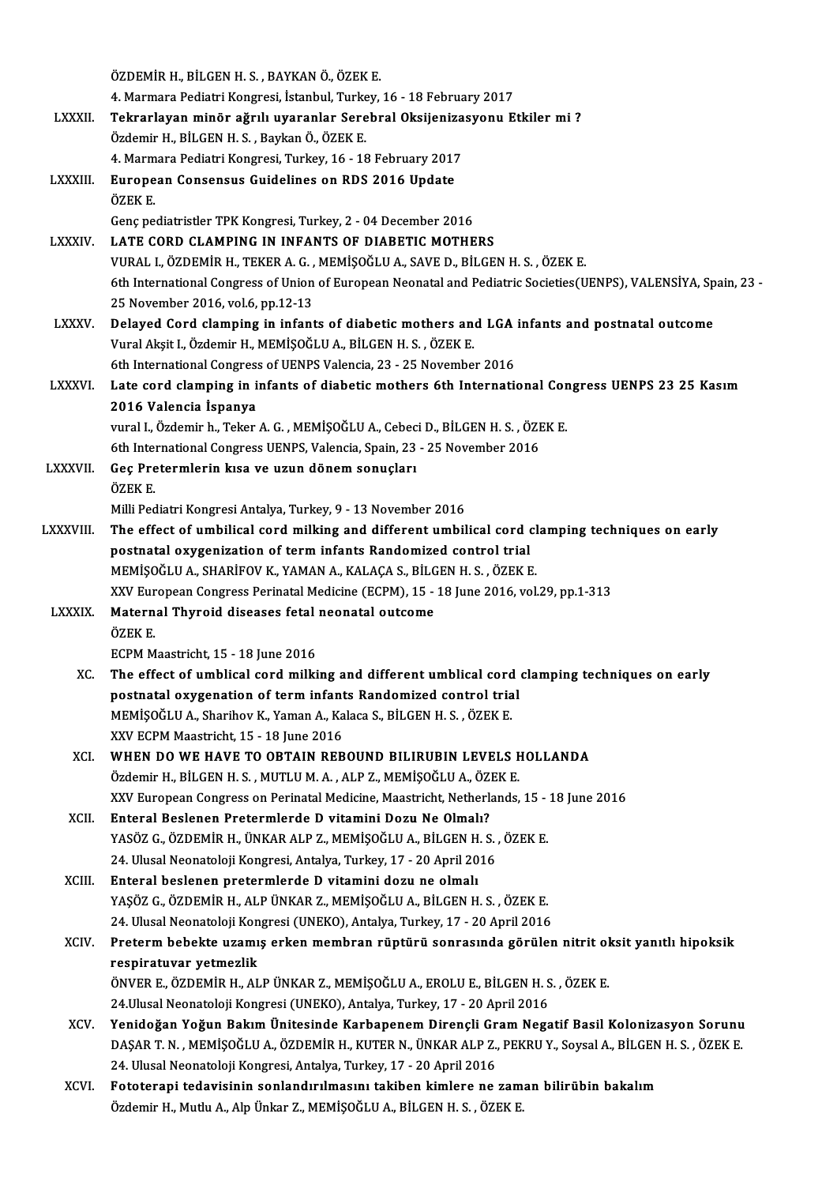ÖZDEMİR H., BİLGEN H. S. , BAYKAN Ö., ÖZEK E.
4. Marmara Pediatri Kongresi, İstanbul, Turkey, 16 - 18 February 2017

LXXXII. **Tekrarlayan minör ağrılı uyaranlar Serebral Oksijenizasyonu Etkiler mi ?**
Özdemir H., BİLGEN H. S. , Baykan Ö., ÖZEK E.
4. Marmara Pediatri Kongresi, Turkey, 16 - 18 February 2017

LXXXIII. **European Consensus Guidelines on RDS 2016 Update**
ÖZEK E.
Genç pediatristler TPK Kongresi, Turkey, 2 - 04 December 2016

LXXXIV. **LATE CORD CLAMPING IN INFANTS OF DIABETIC MOTHERS**
VURAL I., ÖZDEMİR H., TEKER A. G. , MEMİŞOĞLU A., SAVE D., BİLGEN H. S. , ÖZEK E.
6th International Congress of Union of European Neonatal and Pediatric Societies(UENPS), VALENSİYA, Spain, 23 - 25 November 2016, vol.6, pp.12-13

LXXXV. **Delayed Cord clamping in infants of diabetic mothers and LGA infants and postnatal outcome**
Vural Akşit I., Özdemir H., MEMİŞOĞLU A., BİLGEN H. S. , ÖZEK E.
6th International Congress of UENPS Valencia, 23 - 25 November 2016

LXXXVI. **Late cord clamping in infants of diabetic mothers 6th International Congress UENPS 23 25 Kasım 2016 Valencia İspanya**
vural I., Özdemir h., Teker A. G. , MEMİŞOĞLU A., Cebeci D., BİLGEN H. S. , ÖZEK E.
6th International Congress UENPS, Valencia, Spain, 23 - 25 November 2016

LXXXVII. **Geç Pretermlerin kısa ve uzun dönem sonuçları**
ÖZEK E.
Milli Pediatri Kongresi Antalya, Turkey, 9 - 13 November 2016

LXXXVIII. **The effect of umbilical cord milking and different umbilical cord clamping techniques on early postnatal oxygenization of term infants Randomized control trial**
MEMİŞOĞLU A., SHARİFOV K., YAMAN A., KALAÇA S., BİLGEN H. S. , ÖZEK E.
XXV European Congress Perinatal Medicine (ECPM), 15 - 18 June 2016, vol.29, pp.1-313

LXXXIX. **Maternal Thyroid diseases fetal neonatal outcome**
ÖZEK E.
ECPM Maastricht, 15 - 18 June 2016

XC. **The effect of umblical cord milking and different umblical cord clamping techniques on early postnatal oxygenation of term infants Randomized control trial**
MEMİŞOĞLU A., Sharihov K., Yaman A., Kalaca S., BİLGEN H. S. , ÖZEK E.
XXV ECPM Maastricht, 15 - 18 June 2016

XCI. **WHEN DO WE HAVE TO OBTAIN REBOUND BILIRUBIN LEVELS HOLLANDA**
Özdemir H., BİLGEN H. S. , MUTLU M. A. , ALP Z., MEMİŞOĞLU A., ÖZEK E.
XXV European Congress on Perinatal Medicine, Maastricht, Netherlands, 15 - 18 June 2016

XCII. **Enteral Beslenen Pretermlerde D vitamini Dozu Ne Olmalı?**
YASÖZ G., ÖZDEMİR H., ÜNKAR ALP Z., MEMİŞOĞLU A., BİLGEN H. S. , ÖZEK E.
24. Ulusal Neonatoloji Kongresi, Antalya, Turkey, 17 - 20 April 2016

XCIII. **Enteral beslenen pretermlerde D vitamini dozu ne olmalı**
YAŞÖZ G., ÖZDEMİR H., ALP ÜNKAR Z., MEMİŞOĞLU A., BİLGEN H. S. , ÖZEK E.
24. Ulusal Neonatoloji Kongresi (UNEKO), Antalya, Turkey, 17 - 20 April 2016

XCIV. **Preterm bebekte uzamış erken membran rüptürü sonrasında görülen nitrit oksit yanıtlı hipoksik respiratuvar yetmezlik**
ÖNVER E., ÖZDEMİR H., ALP ÜNKAR Z., MEMİŞOĞLU A., EROLU E., BİLGEN H. S. , ÖZEK E.
24.Ulusal Neonatoloji Kongresi (UNEKO), Antalya, Turkey, 17 - 20 April 2016

XCV. **Yenidoğan Yoğun Bakım Ünitesinde Karbapenem Dirençli Gram Negatif Basil Kolonizasyon Sorunu**
DAŞAR T. N. , MEMİŞOĞLU A., ÖZDEMİR H., KUTER N., ÜNKAR ALP Z., PEKRU Y., Soysal A., BİLGEN H. S. , ÖZEK E.
24. Ulusal Neonatoloji Kongresi, Antalya, Turkey, 17 - 20 April 2016

XCVI. **Fototerapi tedavisinin sonlandırılmasını takiben kimlere ne zaman bilirübin bakalım**
Özdemir H., Mutlu A., Alp Ünkar Z., MEMİŞOĞLU A., BİLGEN H. S. , ÖZEK E.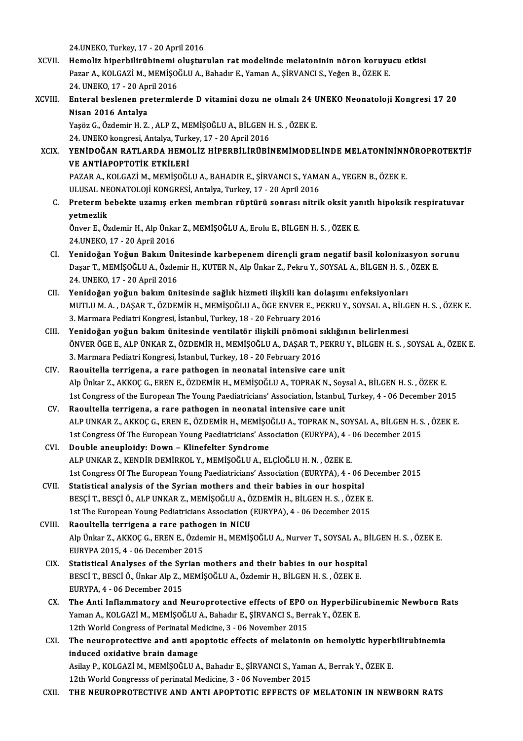24.UNEKO, Turkey, 17 - 20 April 2016

XCVII. **Hemoliz hiperbilirübinemi oluşturulan rat modelinde melatoninin nöron koruyucu etkisi**
Pazar A., KOLGAZİ M., MEMİŞOĞLU A., Bahadır E., Yaman A., ŞİRVANCI S., Yeğen B., ÖZEK E.
24. UNEKO, 17 - 20 April 2016

XCVIII. **Enteral beslenen pretermlerde D vitamini dozu ne olmalı 24 UNEKO Neonatoloji Kongresi 17 20 Nisan 2016 Antalya**
Yaşöz G., Özdemir H. Z. , ALP Z., MEMİŞOĞLU A., BİLGEN H. S. , ÖZEK E.
24. UNEKO kongresi, Antalya, Turkey, 17 - 20 April 2016

XCIX. **YENİDOĞAN RATLARDA HEMOLİZ HİPERBİLİRÜBİNEMİMODELİNDE MELATONİNİNNÖROPROTEKTİF VE ANTİAPOPTOTİK ETKİLERİ**
PAZAR A., KOLGAZİ M., MEMİŞOĞLU A., BAHADIR E., ŞİRVANCI S., YAMAN A., YEGEN B., ÖZEK E.
ULUSAL NEONATOLOJİ KONGRESİ, Antalya, Turkey, 17 - 20 April 2016

C. **Preterm bebekte uzamış erken membran rüptürü sonrası nitrik oksit yanıtlı hipoksik respiratuvar yetmezlik**
Önver E., Özdemir H., Alp Ünkar Z., MEMİŞOĞLU A., Erolu E., BİLGEN H. S. , ÖZEK E.
24.UNEKO, 17 - 20 April 2016

CI. **Yenidoğan Yoğun Bakım Ünitesinde karbepenem dirençli gram negatif basil kolonizasyon sorunu**
Daşar T., MEMİŞOĞLU A., Özdemir H., KUTER N., Alp Ünkar Z., Pekru Y., SOYSAL A., BİLGEN H. S. , ÖZEK E.
24. UNEKO, 17 - 20 April 2016

CII. **Yenidoğan yoğun bakım ünitesinde sağlık hizmeti ilişkili kan dolaşımı enfeksiyonları**
MUTLU M. A. , DAŞAR T., ÖZDEMİR H., MEMİŞOĞLU A., ÖGE ENVER E., PEKRU Y., SOYSAL A., BİLGEN H. S. , ÖZEK E.
3. Marmara Pediatri Kongresi, İstanbul, Turkey, 18 - 20 February 2016

CIII. **Yenidoğan yoğun bakım ünitesinde ventilatör ilişkili pnömoni sıklığının belirlenmesi**
ÖNVER ÖGE E., ALP ÜNKAR Z., ÖZDEMİR H., MEMİŞOĞLU A., DAŞAR T., PEKRU Y., BİLGEN H. S. , SOYSAL A., ÖZEK E.
3. Marmara Pediatri Kongresi, İstanbul, Turkey, 18 - 20 February 2016

CIV. **Raouitella terrigena, a rare pathogen in neonatal intensive care unit**
Alp Ünkar Z., AKKOÇ G., EREN E., ÖZDEMİR H., MEMİŞOĞLU A., TOPRAK N., Soysal A., BİLGEN H. S. , ÖZEK E.
1st Congress of the European The Young Paediatricians' Association, İstanbul, Turkey, 4 - 06 December 2015

CV. **Raoultella terrigena, a rare pathogen in neonatal intensive care unit**
ALP UNKAR Z., AKKOÇ G., EREN E., ÖZDEMİR H., MEMİŞOĞLU A., TOPRAK N., SOYSAL A., BİLGEN H. S. , ÖZEK E.
1st Congress Of The European Young Paediatricians' Association (EURYPA), 4 - 06 December 2015

CVI. **Double aneuploidy: Down – Klinefelter Syndrome**
ALP UNKAR Z., KENDİR DEMİRKOL Y., MEMİŞOĞLU A., ELÇİOĞLU H. N. , ÖZEK E.
1st Congress Of The European Young Paediatricians' Association (EURYPA), 4 - 06 December 2015

CVII. **Statistical analysis of the Syrian mothers and their babies in our hospital**
BESÇİ T., BESÇİ Ö., ALP UNKAR Z., MEMİŞOĞLU A., ÖZDEMİR H., BİLGEN H. S. , ÖZEK E.
1st The European Young Pediatricians Association (EURYPA), 4 - 06 December 2015

CVIII. **Raoultella terrigena a rare pathogen in NICU**
Alp Ünkar Z., AKKOÇ G., EREN E., Özdemir H., MEMİŞOĞLU A., Nurver T., SOYSAL A., BİLGEN H. S. , ÖZEK E.
EURYPA 2015, 4 - 06 December 2015

CIX. **Statistical Analyses of the Syrian mothers and their babies in our hospital**
BESCİ T., BESCİ Ö., Ünkar Alp Z., MEMİŞOĞLU A., Özdemir H., BİLGEN H. S. , ÖZEK E.
EURYPA, 4 - 06 December 2015

CX. **The Anti Inflammatory and Neuroprotective effects of EPO on Hyperbilirubinemic Newborn Rats**
Yaman A., KOLGAZİ M., MEMİŞOĞLU A., Bahadır E., ŞİRVANCI S., Berrak Y., ÖZEK E.
12th World Congress of Perinatal Medicine, 3 - 06 November 2015

CXI. **The neuroprotective and anti apoptotic effects of melatonin on hemolytic hyperbilirubinemia induced oxidative brain damage**
Asilay P., KOLGAZİ M., MEMİŞOĞLU A., Bahadır E., ŞİRVANCI S., Yaman A., Berrak Y., ÖZEK E.
12th World Congresss of perinatal Medicine, 3 - 06 November 2015

CXII. **THE NEUROPROTECTIVE AND ANTI APOPTOTIC EFFECTS OF MELATONIN IN NEWBORN RATS**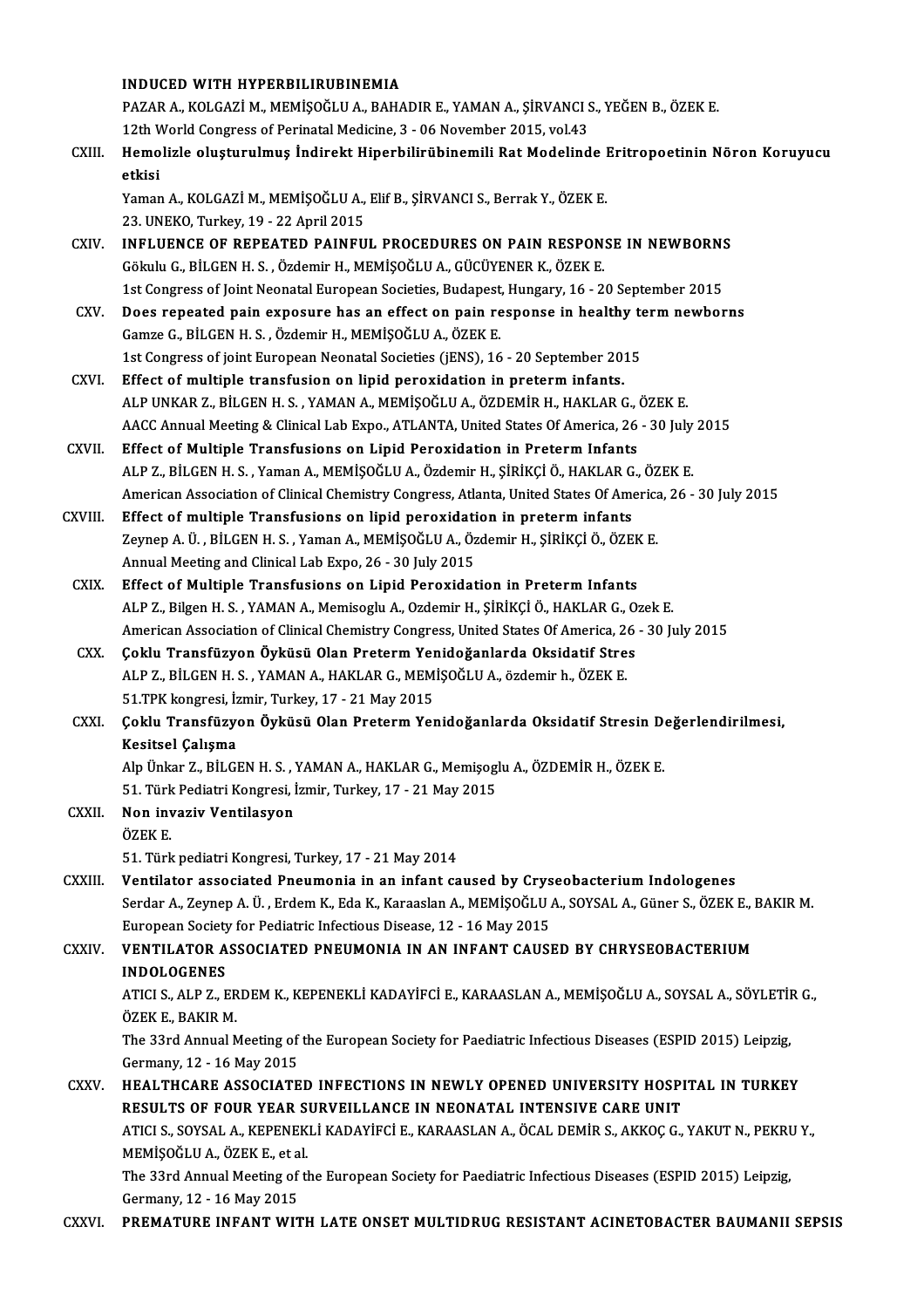INDUCED WITH HYPERBILIRUBINEMIA
PAZAR A., KOLGAZİ M., MEMİŞOĞLU A., BAHADIR E., YAMAN A., ŞİRVANCI S., YEĞEN B., ÖZEK E.
12th World Congress of Perinatal Medicine, 3 - 06 November 2015, vol.43

CXIII. **Hemolizle oluşturulmuş İndirekt Hiperbilirübinemili Rat Modelinde Eritropoetinin Nöron Koruyucu etkisi**
Yaman A., KOLGAZİ M., MEMİŞOĞLU A., Elif B., ŞİRVANCI S., Berrak Y., ÖZEK E.
23. UNEKO, Turkey, 19 - 22 April 2015

CXIV. **INFLUENCE OF REPEATED PAINFUL PROCEDURES ON PAIN RESPONSE IN NEWBORNS**
Gökulu G., BİLGEN H. S. , Özdemir H., MEMİŞOĞLU A., GÜCÜYENER K., ÖZEK E.
1st Congress of Joint Neonatal European Societies, Budapest, Hungary, 16 - 20 September 2015

CXV. **Does repeated pain exposure has an effect on pain response in healthy term newborns**
Gamze G., BİLGEN H. S. , Özdemir H., MEMİŞOĞLU A., ÖZEK E.
1st Congress of joint European Neonatal Societies (jENS), 16 - 20 September 2015

CXVI. **Effect of multiple transfusion on lipid peroxidation in preterm infants.**
ALP UNKAR Z., BİLGEN H. S. , YAMAN A., MEMİŞOĞLU A., ÖZDEMİR H., HAKLAR G., ÖZEK E.
AACC Annual Meeting & Clinical Lab Expo., ATLANTA, United States Of America, 26 - 30 July 2015

CXVII. **Effect of Multiple Transfusions on Lipid Peroxidation in Preterm Infants**
ALP Z., BİLGEN H. S. , Yaman A., MEMİŞOĞLU A., Özdemir H., ŞİRİKÇİ Ö., HAKLAR G., ÖZEK E.
American Association of Clinical Chemistry Congress, Atlanta, United States Of America, 26 - 30 July 2015

CXVIII. **Effect of multiple Transfusions on lipid peroxidation in preterm infants**
Zeynep A. Ü. , BİLGEN H. S. , Yaman A., MEMİŞOĞLU A., Özdemir H., ŞİRİKÇİ Ö., ÖZEK E.
Annual Meeting and Clinical Lab Expo, 26 - 30 July 2015

CXIX. **Effect of Multiple Transfusions on Lipid Peroxidation in Preterm Infants**
ALP Z., Bilgen H. S. , YAMAN A., Memisoglu A., Ozdemir H., ŞİRİKÇİ Ö., HAKLAR G., Ozek E.
American Association of Clinical Chemistry Congress, United States Of America, 26 - 30 July 2015

CXX. **Çoklu Transfüzyon Öyküsü Olan Preterm Yenidoğanlarda Oksidatif Stres**
ALP Z., BİLGEN H. S. , YAMAN A., HAKLAR G., MEMİŞOĞLU A., özdemir h., ÖZEK E.
51.TPK kongresi, İzmir, Turkey, 17 - 21 May 2015

CXXI. **Çoklu Transfüzyon Öyküsü Olan Preterm Yenidoğanlarda Oksidatif Stresin Değerlendirilmesi, Kesitsel Çalışma**
Alp Ünkar Z., BİLGEN H. S. , YAMAN A., HAKLAR G., Memişoglu A., ÖZDEMİR H., ÖZEK E.
51. Türk Pediatri Kongresi, İzmir, Turkey, 17 - 21 May 2015

CXXII. **Non invaziv Ventilasyon**
ÖZEK E.
51. Türk pediatri Kongresi, Turkey, 17 - 21 May 2014

CXXIII. **Ventilator associated Pneumonia in an infant caused by Cryseobacterium Indologenes**
Serdar A., Zeynep A. Ü. , Erdem K., Eda K., Karaaslan A., MEMİŞOĞLU A., SOYSAL A., Güner S., ÖZEK E., BAKIR M.
European Society for Pediatric Infectious Disease, 12 - 16 May 2015

CXXIV. **VENTILATOR ASSOCIATED PNEUMONIA IN AN INFANT CAUSED BY CHRYSEOBACTERIUM INDOLOGENES**
ATICI S., ALP Z., ERDEM K., KEPENEKLİ KADAYİFCİ E., KARAASLAN A., MEMİŞOĞLU A., SOYSAL A., SÖYLETİR G., ÖZEK E., BAKIR M.
The 33rd Annual Meeting of the European Society for Paediatric Infectious Diseases (ESPID 2015) Leipzig, Germany, 12 - 16 May 2015

CXXV. **HEALTHCARE ASSOCIATED INFECTIONS IN NEWLY OPENED UNIVERSITY HOSPITAL IN TURKEY RESULTS OF FOUR YEAR SURVEILLANCE IN NEONATAL INTENSIVE CARE UNIT**
ATICI S., SOYSAL A., KEPENEKLİ KADAYİFCİ E., KARAASLAN A., ÖCAL DEMİR S., AKKOÇ G., YAKUT N., PEKRU Y., MEMİŞOĞLU A., ÖZEK E., et al.
The 33rd Annual Meeting of the European Society for Paediatric Infectious Diseases (ESPID 2015) Leipzig, Germany, 12 - 16 May 2015

CXXVI. **PREMATURE INFANT WITH LATE ONSET MULTIDRUG RESISTANT ACINETOBACTER BAUMANII SEPSIS**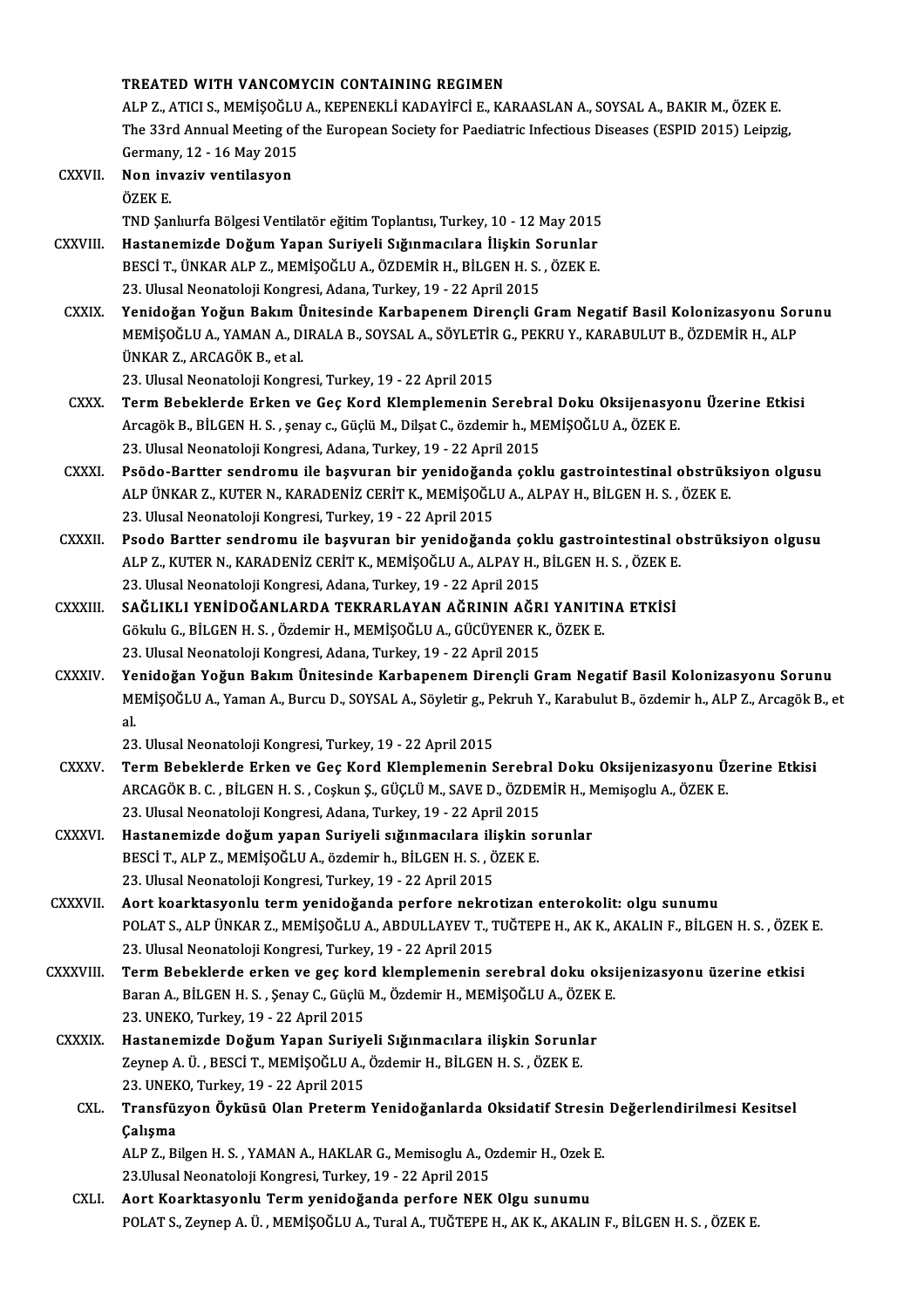TREATED WITH VANCOMYCIN CONTAINING REGIMEN
ALP Z., ATICI S., MEMİŞOĞLU A., KEPENEKLİ KADAYİFCİ E., KARAASLAN A., SOYSAL A., BAKIR M., ÖZEK E.
The 33rd Annual Meeting of the European Society for Paediatric Infectious Diseases (ESPID 2015) Leipzig, Germany, 12 - 16 May 2015

CXXVII. **Non invaziv ventilasyon**
ÖZEK E.
TND Şanlıurfa Bölgesi Ventilatör eğitim Toplantısı, Turkey, 10 - 12 May 2015

CXXVIII. **Hastanemizde Doğum Yapan Suriyeli Sığınmacılara İlişkin Sorunlar**
BESCİ T., ÜNKAR ALP Z., MEMİŞOĞLU A., ÖZDEMİR H., BİLGEN H. S. , ÖZEK E.
23. Ulusal Neonatoloji Kongresi, Adana, Turkey, 19 - 22 April 2015

CXXIX. **Yenidoğan Yoğun Bakım Ünitesinde Karbapenem Dirençli Gram Negatif Basil Kolonizasyonu Sorunu**
MEMİŞOĞLU A., YAMAN A., DIRALA B., SOYSAL A., SÖYLETİR G., PEKRU Y., KARABULUT B., ÖZDEMİR H., ALP ÜNKAR Z., ARCAGÖK B., et al.
23. Ulusal Neonatoloji Kongresi, Turkey, 19 - 22 April 2015

CXXX. **Term Bebeklerde Erken ve Geç Kord Klemplemenin Serebral Doku Oksijenasyonu Üzerine Etkisi**
Arcagök B., BİLGEN H. S. , şenay c., Güçlü M., Dilşat C., özdemir h., MEMİŞOĞLU A., ÖZEK E.
23. Ulusal Neonatoloji Kongresi, Adana, Turkey, 19 - 22 April 2015

CXXXI. **Psödo-Bartter sendromu ile başvuran bir yenidoğanda çoklu gastrointestinal obstrüksiyon olgusu**
ALP ÜNKAR Z., KUTER N., KARADENİZ CERİT K., MEMİŞOĞLU A., ALPAY H., BİLGEN H. S. , ÖZEK E.
23. Ulusal Neonatoloji Kongresi, Turkey, 19 - 22 April 2015

CXXXII. **Psodo Bartter sendromu ile başvuran bir yenidoğanda çoklu gastrointestinal obstrüksiyon olgusu**
ALP Z., KUTER N., KARADENİZ CERİT K., MEMİŞOĞLU A., ALPAY H., BİLGEN H. S. , ÖZEK E.
23. Ulusal Neonatoloji Kongresi, Adana, Turkey, 19 - 22 April 2015

CXXXIII. **SAĞLIKLI YENİDOĞANLARDA TEKRARLAYAN AĞRININ AĞRI YANITINA ETKİSİ**
Gökulu G., BİLGEN H. S. , Özdemir H., MEMİŞOĞLU A., GÜCÜYENER K., ÖZEK E.
23. Ulusal Neonatoloji Kongresi, Adana, Turkey, 19 - 22 April 2015

CXXXIV. **Yenidoğan Yoğun Bakım Ünitesinde Karbapenem Dirençli Gram Negatif Basil Kolonizasyonu Sorunu**
MEMİŞOĞLU A., Yaman A., Burcu D., SOYSAL A., Söyletir g., Pekruh Y., Karabulut B., özdemir h., ALP Z., Arcagök B., et al.
23. Ulusal Neonatoloji Kongresi, Turkey, 19 - 22 April 2015

CXXXV. **Term Bebeklerde Erken ve Geç Kord Klemplemenin Serebral Doku Oksijenizasyonu Üzerine Etkisi**
ARCAGÖK B. C. , BİLGEN H. S. , Coşkun Ş., GÜÇLÜ M., SAVE D., ÖZDEMİR H., Memişoglu A., ÖZEK E.
23. Ulusal Neonatoloji Kongresi, Adana, Turkey, 19 - 22 April 2015

CXXXVI. **Hastanemizde doğum yapan Suriyeli sığınmacılara ilişkin sorunlar**
BESCİ T., ALP Z., MEMİŞOĞLU A., özdemir h., BİLGEN H. S. , ÖZEK E.
23. Ulusal Neonatoloji Kongresi, Turkey, 19 - 22 April 2015

CXXXVII. **Aort koarktasyonlu term yenidoğanda perfore nekrotizan enterokolit: olgu sunumu**
POLAT S., ALP ÜNKAR Z., MEMİŞOĞLU A., ABDULLAYEV T., TUĞTEPE H., AK K., AKALIN F., BİLGEN H. S. , ÖZEK E.
23. Ulusal Neonatoloji Kongresi, Turkey, 19 - 22 April 2015

CXXXVIII. **Term Bebeklerde erken ve geç kord klemplemenin serebral doku oksijenizasyonu üzerine etkisi**
Baran A., BİLGEN H. S. , Şenay C., Güçlü M., Özdemir H., MEMİŞOĞLU A., ÖZEK E.
23. UNEKO, Turkey, 19 - 22 April 2015

CXXXIX. **Hastanemizde Doğum Yapan Suriyeli Sığınmacılara ilişkin Sorunlar**
Zeynep A. Ü. , BESCİ T., MEMİŞOĞLU A., Özdemir H., BİLGEN H. S. , ÖZEK E.
23. UNEKO, Turkey, 19 - 22 April 2015

CXL. **Transfüzyon Öyküsü Olan Preterm Yenidoğanlarda Oksidatif Stresin Değerlendirilmesi Kesitsel Çalışma**
ALP Z., Bilgen H. S. , YAMAN A., HAKLAR G., Memisoglu A., Ozdemir H., Ozek E.
23.Ulusal Neonatoloji Kongresi, Turkey, 19 - 22 April 2015

CXLI. **Aort Koarktasyonlu Term yenidoğanda perfore NEK Olgu sunumu**
POLAT S., Zeynep A. Ü. , MEMİŞOĞLU A., Tural A., TUĞTEPE H., AK K., AKALIN F., BİLGEN H. S. , ÖZEK E.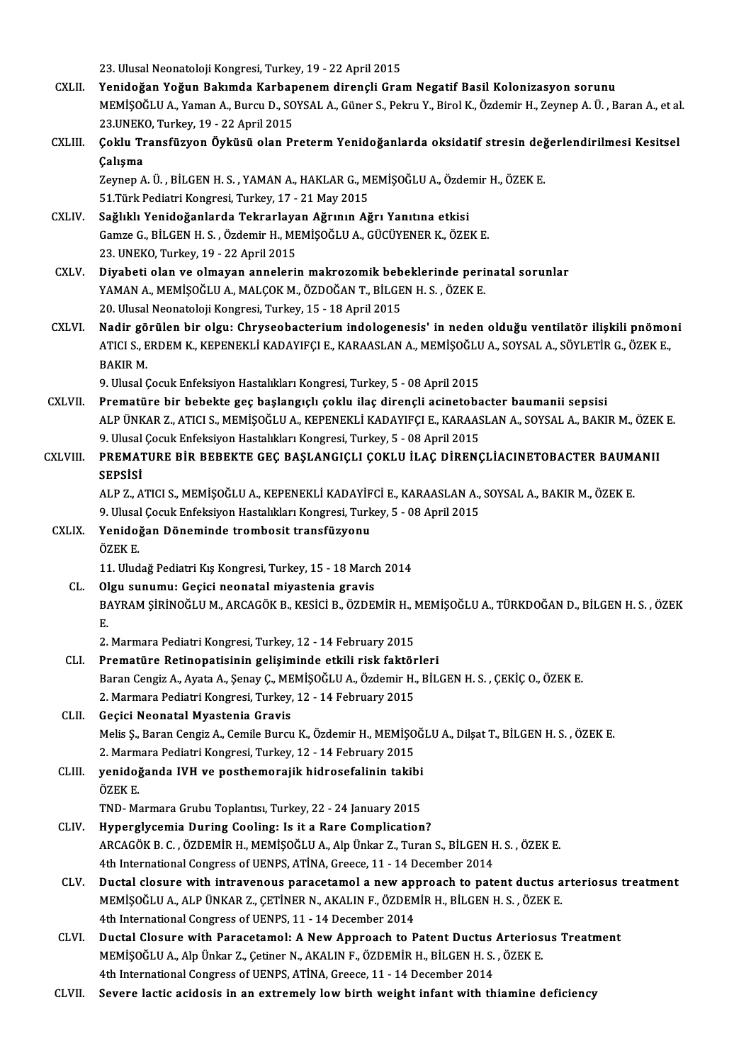23. Ulusal Neonatoloji Kongresi, Turkey, 19 - 22 April 2015

CXLII. **Yenidoğan Yoğun Bakımda Karbapenem dirençli Gram Negatif Basil Kolonizasyon sorunu**
MEMİŞOĞLU A., Yaman A., Burcu D., SOYSAL A., Güner S., Pekru Y., Birol K., Özdemir H., Zeynep A. Ü. , Baran A., et al.
23.UNEKO, Turkey, 19 - 22 April 2015

CXLIII. **Çoklu Transfüzyon Öyküsü olan Preterm Yenidoğanlarda oksidatif stresin değerlendirilmesi Kesitsel Çalışma**
Zeynep A. Ü. , BİLGEN H. S. , YAMAN A., HAKLAR G., MEMİŞOĞLU A., Özdemir H., ÖZEK E.
51.Türk Pediatri Kongresi, Turkey, 17 - 21 May 2015

CXLIV. **Sağlıklı Yenidoğanlarda Tekrarlayan Ağrının Ağrı Yanıtına etkisi**
Gamze G., BİLGEN H. S. , Özdemir H., MEMİŞOĞLU A., GÜCÜYENER K., ÖZEK E.
23. UNEKO, Turkey, 19 - 22 April 2015

CXLV. **Diyabeti olan ve olmayan annelerin makrozomik bebeklerinde perinatal sorunlar**
YAMAN A., MEMİŞOĞLU A., MALÇOK M., ÖZDOĞAN T., BİLGEN H. S. , ÖZEK E.
20. Ulusal Neonatoloji Kongresi, Turkey, 15 - 18 April 2015

CXLVI. **Nadir görülen bir olgu: Chryseobacterium indologenesis' in neden olduğu ventilatör ilişkili pnömoni**
ATICI S., ERDEM K., KEPENEKLİ KADAYIFÇI E., KARAASLAN A., MEMİŞOĞLU A., SOYSAL A., SÖYLETİR G., ÖZEK E., BAKIR M.
9. Ulusal Çocuk Enfeksiyon Hastalıkları Kongresi, Turkey, 5 - 08 April 2015

CXLVII. **Prematüre bir bebekte geç başlangıçlı çoklu ilaç dirençli acinetobacter baumanii sepsisi**
ALP ÜNKAR Z., ATICI S., MEMİŞOĞLU A., KEPENEKLİ KADAYIFÇI E., KARAASLAN A., SOYSAL A., BAKIR M., ÖZEK E.
9. Ulusal Çocuk Enfeksiyon Hastalıkları Kongresi, Turkey, 5 - 08 April 2015

CXLVIII. **PREMATURE BİR BEBEKTE GEÇ BAŞLANGIÇLI ÇOKLU İLAÇ DİRENÇLİACINETOBACTER BAUMANII SEPSİSİ**
ALP Z., ATICI S., MEMİŞOĞLU A., KEPENEKLİ KADAYİFCİ E., KARAASLAN A., SOYSAL A., BAKIR M., ÖZEK E.
9. Ulusal Çocuk Enfeksiyon Hastalıkları Kongresi, Turkey, 5 - 08 April 2015

CXLIX. **Yenidoğan Döneminde trombosit transfüzyonu**
ÖZEK E.
11. Uludağ Pediatri Kış Kongresi, Turkey, 15 - 18 March 2014

CL. **Olgu sunumu: Geçici neonatal miyastenia gravis**
BAYRAM ŞİRİNOĞLU M., ARCAGÖK B., KESİCİ B., ÖZDEMİR H., MEMİŞOĞLU A., TÜRKDOĞAN D., BİLGEN H. S. , ÖZEK E.
2. Marmara Pediatri Kongresi, Turkey, 12 - 14 February 2015

CLI. **Prematüre Retinopatisinin gelişiminde etkili risk faktörleri**
Baran Cengiz A., Ayata A., Şenay Ç., MEMİŞOĞLU A., Özdemir H., BİLGEN H. S. , ÇEKİÇ O., ÖZEK E.
2. Marmara Pediatri Kongresi, Turkey, 12 - 14 February 2015

CLII. **Geçici Neonatal Myastenia Gravis**
Melis Ş., Baran Cengiz A., Cemile Burcu K., Özdemir H., MEMİŞOĞLU A., Dilşat T., BİLGEN H. S. , ÖZEK E.
2. Marmara Pediatri Kongresi, Turkey, 12 - 14 February 2015

CLIII. **yenidoğanda IVH ve posthemorajik hidrosefalinin takibi**
ÖZEK E.
TND- Marmara Grubu Toplantısı, Turkey, 22 - 24 January 2015

CLIV. **Hyperglycemia During Cooling: Is it a Rare Complication?**
ARCAGÖK B. C. , ÖZDEMİR H., MEMİŞOĞLU A., Alp Ünkar Z., Turan S., BİLGEN H. S. , ÖZEK E.
4th International Congress of UENPS, ATİNA, Greece, 11 - 14 December 2014

CLV. **Ductal closure with intravenous paracetamol a new approach to patent ductus arteriosus treatment**
MEMİŞOĞLU A., ALP ÜNKAR Z., ÇETİNER N., AKALIN F., ÖZDEMİR H., BİLGEN H. S. , ÖZEK E.
4th International Congress of UENPS, 11 - 14 December 2014

CLVI. **Ductal Closure with Paracetamol: A New Approach to Patent Ductus Arteriosus Treatment**
MEMİŞOĞLU A., Alp Ünkar Z., Çetiner N., AKALIN F., ÖZDEMİR H., BİLGEN H. S. , ÖZEK E.
4th International Congress of UENPS, ATİNA, Greece, 11 - 14 December 2014

CLVII. **Severe lactic acidosis in an extremely low birth weight infant with thiamine deficiency**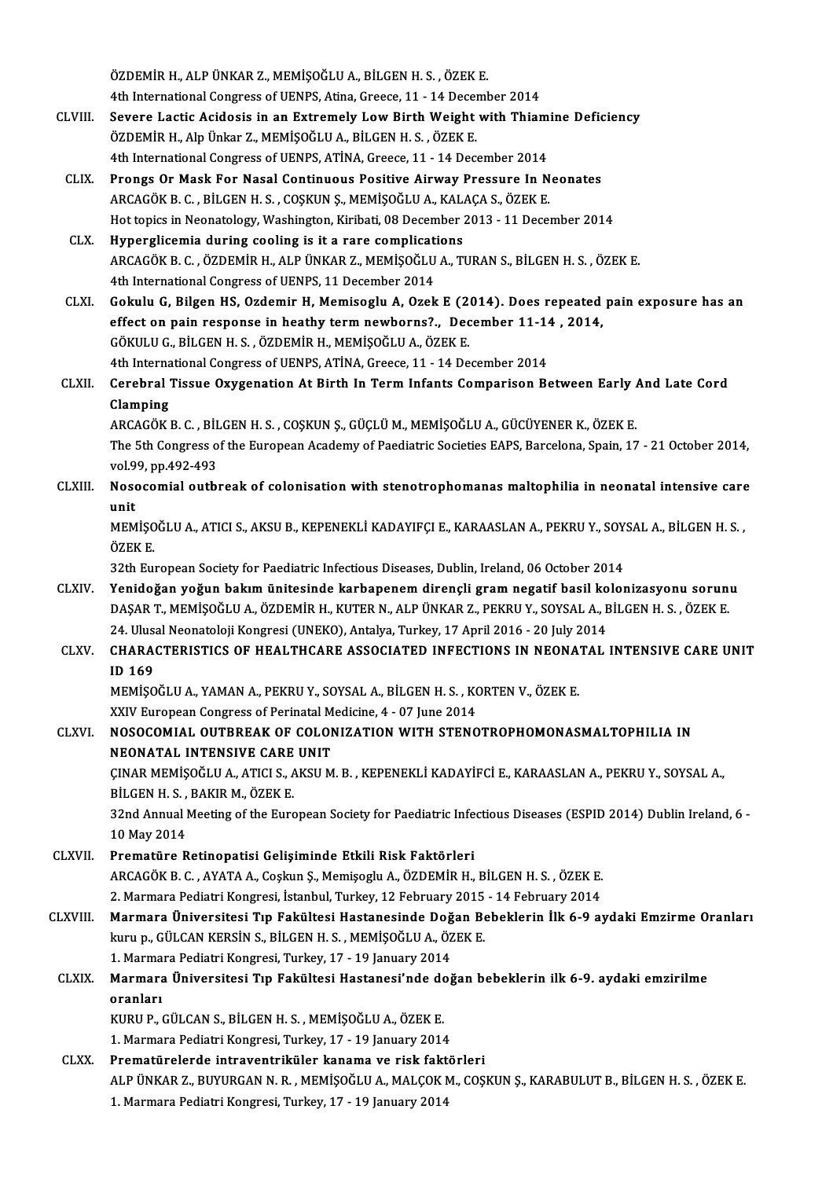ÖZDEMİR H., ALP ÜNKAR Z., MEMİŞOĞLU A., BİLGEN H. S. , ÖZEK E.
4th International Congress of UENPS, Atina, Greece, 11 - 14 December 2014

CLVIII. **Severe Lactic Acidosis in an Extremely Low Birth Weight with Thiamine Deficiency**
ÖZDEMİR H., Alp Ünkar Z., MEMİŞOĞLU A., BİLGEN H. S. , ÖZEK E.
4th International Congress of UENPS, ATİNA, Greece, 11 - 14 December 2014

CLIX. **Prongs Or Mask For Nasal Continuous Positive Airway Pressure In Neonates**
ARCAGÖK B. C. , BİLGEN H. S. , COŞKUN Ş., MEMİŞOĞLU A., KALAÇA S., ÖZEK E.
Hot topics in Neonatology, Washington, Kiribati, 08 December 2013 - 11 December 2014

CLX. **Hyperglicemia during cooling is it a rare complications**
ARCAGÖK B. C. , ÖZDEMİR H., ALP ÜNKAR Z., MEMİŞOĞLU A., TURAN S., BİLGEN H. S. , ÖZEK E.
4th International Congress of UENPS, 11 December 2014

CLXI. **Gokulu G, Bilgen HS, Ozdemir H, Memisoglu A, Ozek E (2014). Does repeated pain exposure has an effect on pain response in heathy term newborns?., December 11-14 , 2014,**
GÖKULU G., BİLGEN H. S. , ÖZDEMİR H., MEMİŞOĞLU A., ÖZEK E.
4th International Congress of UENPS, ATİNA, Greece, 11 - 14 December 2014

CLXII. **Cerebral Tissue Oxygenation At Birth In Term Infants Comparison Between Early And Late Cord Clamping**
ARCAGÖK B. C. , BİLGEN H. S. , COŞKUN Ş., GÜÇLÜ M., MEMİŞOĞLU A., GÜCÜYENER K., ÖZEK E.
The 5th Congress of the European Academy of Paediatric Societies EAPS, Barcelona, Spain, 17 - 21 October 2014, vol.99, pp.492-493

CLXIII. **Nosocomial outbreak of colonisation with stenotrophomanas maltophilia in neonatal intensive care unit**
MEMİŞOĞLU A., ATICI S., AKSU B., KEPENEKLİ KADAYIFÇI E., KARAASLAN A., PEKRU Y., SOYSAL A., BİLGEN H. S. , ÖZEK E.
32th European Society for Paediatric Infectious Diseases, Dublin, Ireland, 06 October 2014

CLXIV. **Yenidoğan yoğun bakım ünitesinde karbapenem dirençli gram negatif basil kolonizasyonu sorunu**
DAŞAR T., MEMİŞOĞLU A., ÖZDEMİR H., KUTER N., ALP ÜNKAR Z., PEKRU Y., SOYSAL A., BİLGEN H. S. , ÖZEK E.
24. Ulusal Neonatoloji Kongresi (UNEKO), Antalya, Turkey, 17 April 2016 - 20 July 2014

CLXV. **CHARACTERISTICS OF HEALTHCARE ASSOCIATED INFECTIONS IN NEONATAL INTENSIVE CARE UNIT ID 169**
MEMİŞOĞLU A., YAMAN A., PEKRU Y., SOYSAL A., BİLGEN H. S. , KORTEN V., ÖZEK E.
XXIV European Congress of Perinatal Medicine, 4 - 07 June 2014

CLXVI. **NOSOCOMIAL OUTBREAK OF COLONIZATION WITH STENOTROPHOMONASMALTOPHILIA IN NEONATAL INTENSIVE CARE UNIT**
ÇINAR MEMİŞOĞLU A., ATICI S., AKSU M. B. , KEPENEKLİ KADAYİFCİ E., KARAASLAN A., PEKRU Y., SOYSAL A., BİLGEN H. S. , BAKIR M., ÖZEK E.
32nd Annual Meeting of the European Society for Paediatric Infectious Diseases (ESPID 2014) Dublin Ireland, 6 - 10 May 2014

CLXVII. **Prematüre Retinopatisi Gelişiminde Etkili Risk Faktörleri**
ARCAGÖK B. C. , AYATA A., Coşkun Ş., Memişoglu A., ÖZDEMİR H., BİLGEN H. S. , ÖZEK E.
2. Marmara Pediatri Kongresi, İstanbul, Turkey, 12 February 2015 - 14 February 2014

CLXVIII. **Marmara Üniversitesi Tıp Fakültesi Hastanesinde Doğan Bebeklerin İlk 6-9 aydaki Emzirme Oranları**
kuru p., GÜLCAN KERSİN S., BİLGEN H. S. , MEMİŞOĞLU A., ÖZEK E.
1. Marmara Pediatri Kongresi, Turkey, 17 - 19 January 2014

CLXIX. **Marmara Üniversitesi Tıp Fakültesi Hastanesi'nde doğan bebeklerin ilk 6-9. aydaki emzirilme oranları**
KURU P., GÜLCAN S., BİLGEN H. S. , MEMİŞOĞLU A., ÖZEK E.
1. Marmara Pediatri Kongresi, Turkey, 17 - 19 January 2014

CLXX. **Prematürelerde intraventriküler kanama ve risk faktörleri**
ALP ÜNKAR Z., BUYURGAN N. R. , MEMİŞOĞLU A., MALÇOK M., COŞKUN Ş., KARABULUT B., BİLGEN H. S. , ÖZEK E.
1. Marmara Pediatri Kongresi, Turkey, 17 - 19 January 2014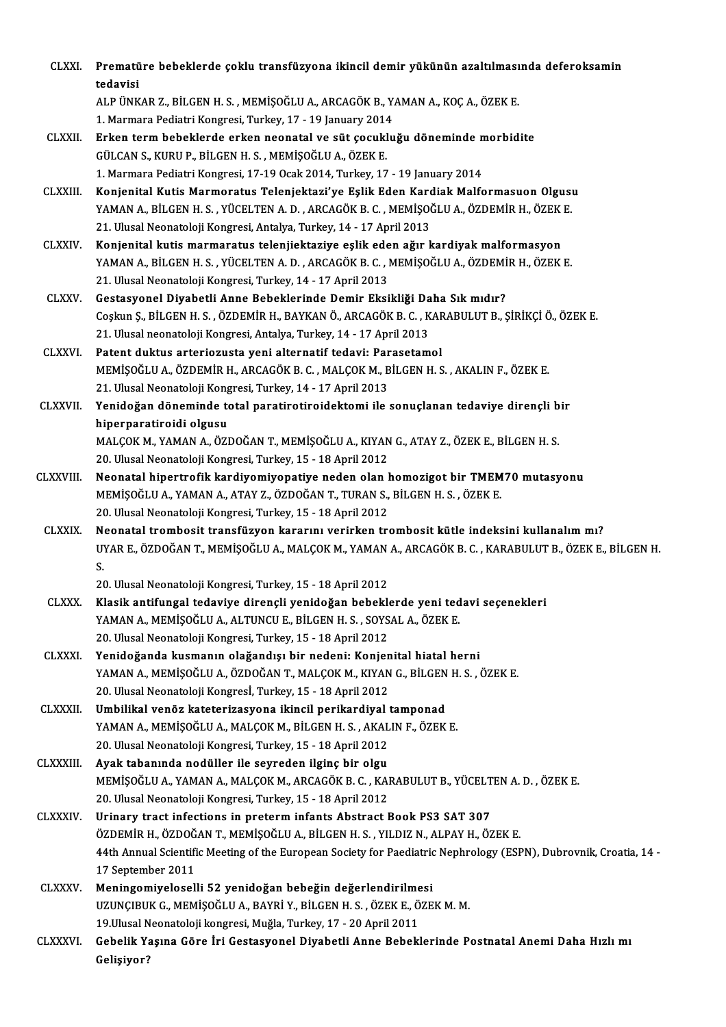CLXXI. **Prematüre bebeklerde çoklu transfüzyona ikincil demir yükünün azaltılmasında deferoksamin tedavisi**
ALP ÜNKAR Z., BİLGEN H. S. , MEMİŞOĞLU A., ARCAGÖK B., YAMAN A., KOÇ A., ÖZEK E.
1. Marmara Pediatri Kongresi, Turkey, 17 - 19 January 2014

CLXXII. **Erken term bebeklerde erken neonatal ve süt çocukluğu döneminde morbidite**
GÜLCAN S., KURU P., BİLGEN H. S. , MEMİŞOĞLU A., ÖZEK E.
1. Marmara Pediatri Kongresi, 17-19 Ocak 2014, Turkey, 17 - 19 January 2014

CLXXIII. **Konjenital Kutis Marmoratus Telenjektazi'ye Eşlik Eden Kardiak Malformasuon Olgusu**
YAMAN A., BİLGEN H. S. , YÜCELTEN A. D. , ARCAGÖK B. C. , MEMİŞOĞLU A., ÖZDEMİR H., ÖZEK E.
21. Ulusal Neonatoloji Kongresi, Antalya, Turkey, 14 - 17 April 2013

CLXXIV. **Konjenital kutis marmaratus telenjiektaziye eşlik eden ağır kardiyak malformasyon**
YAMAN A., BİLGEN H. S. , YÜCELTEN A. D. , ARCAGÖK B. C. , MEMİŞOĞLU A., ÖZDEMİR H., ÖZEK E.
21. Ulusal Neonatoloji Kongresi, Turkey, 14 - 17 April 2013

CLXXV. **Gestasyonel Diyabetli Anne Bebeklerinde Demir Eksikliği Daha Sık mıdır?**
Coşkun Ş., BİLGEN H. S. , ÖZDEMİR H., BAYKAN Ö., ARCAGÖK B. C. , KARABULUT B., ŞİRİKÇİ Ö., ÖZEK E.
21. Ulusal neonatoloji Kongresi, Antalya, Turkey, 14 - 17 April 2013

CLXXVI. **Patent duktus arteriozusta yeni alternatif tedavi: Parasetamol**
MEMİŞOĞLU A., ÖZDEMİR H., ARCAGÖK B. C. , MALÇOK M., BİLGEN H. S. , AKALIN F., ÖZEK E.
21. Ulusal Neonatoloji Kongresi, Turkey, 14 - 17 April 2013

CLXXVII. **Yenidoğan döneminde total paratirotiroidektomi ile sonuçlanan tedaviye dirençli bir hiperparatiroidi olgusu**
MALÇOK M., YAMAN A., ÖZDOĞAN T., MEMİŞOĞLU A., KIYAN G., ATAY Z., ÖZEK E., BİLGEN H. S.
20. Ulusal Neonatoloji Kongresi, Turkey, 15 - 18 April 2012

CLXXVIII. **Neonatal hipertrofik kardiyomiyopatiye neden olan homozigot bir TMEM70 mutasyonu**
MEMİŞOĞLU A., YAMAN A., ATAY Z., ÖZDOĞAN T., TURAN S., BİLGEN H. S. , ÖZEK E.
20. Ulusal Neonatoloji Kongresi, Turkey, 15 - 18 April 2012

CLXXIX. **Neonatal trombosit transfüzyon kararını verirken trombosit kütle indeksini kullanalım mı?**
UYAR E., ÖZDOĞAN T., MEMİŞOĞLU A., MALÇOK M., YAMAN A., ARCAGÖK B. C. , KARABULUT B., ÖZEK E., BİLGEN H. S.
20. Ulusal Neonatoloji Kongresi, Turkey, 15 - 18 April 2012

CLXXX. **Klasik antifungal tedaviye dirençli yenidoğan bebeklerde yeni tedavi seçenekleri**
YAMAN A., MEMİŞOĞLU A., ALTUNCU E., BİLGEN H. S. , SOYSAL A., ÖZEK E.
20. Ulusal Neonatoloji Kongresi, Turkey, 15 - 18 April 2012

CLXXXI. **Yenidoğanda kusmanın olağandışı bir nedeni: Konjenital hiatal herni**
YAMAN A., MEMİŞOĞLU A., ÖZDOĞAN T., MALÇOK M., KIYAN G., BİLGEN H. S. , ÖZEK E.
20. Ulusal Neonatoloji Kongresİ, Turkey, 15 - 18 April 2012

CLXXXII. **Umbilikal venöz kateterizasyona ikincil perikardiyal tamponad**
YAMAN A., MEMİŞOĞLU A., MALÇOK M., BİLGEN H. S. , AKALIN F., ÖZEK E.
20. Ulusal Neonatoloji Kongresi, Turkey, 15 - 18 April 2012

CLXXXIII. **Ayak tabanında nodüller ile seyreden ilginç bir olgu**
MEMİŞOĞLU A., YAMAN A., MALÇOK M., ARCAGÖK B. C. , KARABULUT B., YÜCELTEN A. D. , ÖZEK E.
20. Ulusal Neonatoloji Kongresi, Turkey, 15 - 18 April 2012

CLXXXIV. **Urinary tract infections in preterm infants Abstract Book PS3 SAT 307**
ÖZDEMİR H., ÖZDOĞAN T., MEMİŞOĞLU A., BİLGEN H. S. , YILDIZ N., ALPAY H., ÖZEK E.
44th Annual Scientific Meeting of the European Society for Paediatric Nephrology (ESPN), Dubrovnik, Croatia, 14 - 17 September 2011

CLXXXV. **Meningomiyeloselli 52 yenidoğan bebeğin değerlendirilmesi**
UZUNÇIBUK G., MEMİŞOĞLU A., BAYRİ Y., BİLGEN H. S. , ÖZEK E., ÖZEK M. M.
19.Ulusal Neonatoloji kongresi, Muğla, Turkey, 17 - 20 April 2011

CLXXXVI. **Gebelik Yaşına Göre İri Gestasyonel Diyabetli Anne Bebeklerinde Postnatal Anemi Daha Hızlı mı Gelişiyor?**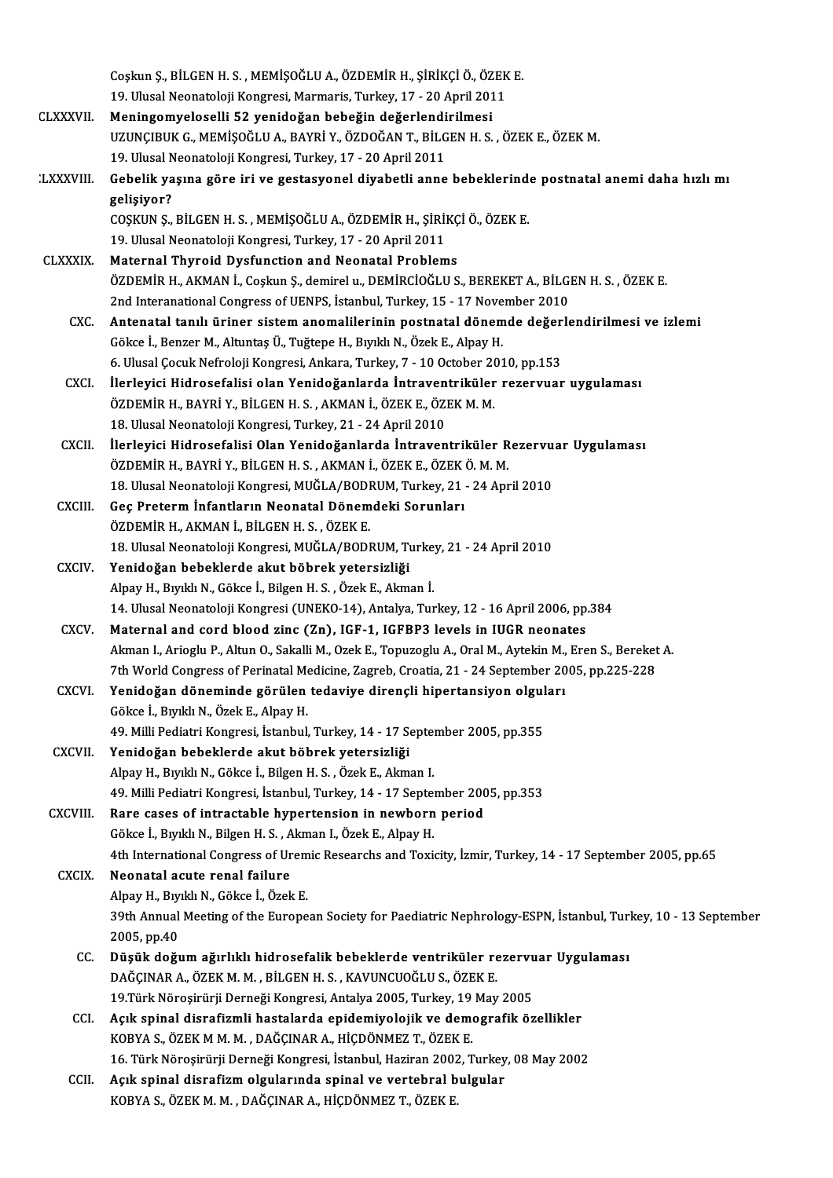Coşkun Ş., BİLGEN H. S. , MEMİŞOĞLU A., ÖZDEMİR H., ŞİRİKÇİ Ö., ÖZEK E.
19. Ulusal Neonatoloji Kongresi, Marmaris, Turkey, 17 - 20 April 2011

CLXXXVII. **Meningomyeloselli 52 yenidoğan bebeğin değerlendirilmesi**
UZUNÇIBUK G., MEMİŞOĞLU A., BAYRİ Y., ÖZDOĞAN T., BİLGEN H. S. , ÖZEK E., ÖZEK M.
19. Ulusal Neonatoloji Kongresi, Turkey, 17 - 20 April 2011

CLXXXVIII. **Gebelik yaşına göre iri ve gestasyonel diyabetli anne bebeklerinde postnatal anemi daha hızlı mı gelişiyor?**
COŞKUN Ş., BİLGEN H. S. , MEMİŞOĞLU A., ÖZDEMİR H., ŞİRİKÇİ Ö., ÖZEK E.
19. Ulusal Neonatoloji Kongresi, Turkey, 17 - 20 April 2011

CLXXXIX. **Maternal Thyroid Dysfunction and Neonatal Problems**
ÖZDEMİR H., AKMAN İ., Coşkun Ş., demirel u., DEMİRCİOĞLU S., BEREKET A., BİLGEN H. S. , ÖZEK E.
2nd Interanational Congress of UENPS, İstanbul, Turkey, 15 - 17 November 2010

CXC. **Antenatal tanılı üriner sistem anomalilerinin postnatal dönemde değerlendirilmesi ve izlemi**
Gökce İ., Benzer M., Altuntaş Ü., Tuğtepe H., Bıyıklı N., Özek E., Alpay H.
6. Ulusal Çocuk Nefroloji Kongresi, Ankara, Turkey, 7 - 10 October 2010, pp.153

CXCI. **İlerleyici Hidrosefalisi olan Yenidoğanlarda İntraventriküler rezervuar uygulaması**
ÖZDEMİR H., BAYRİ Y., BİLGEN H. S. , AKMAN İ., ÖZEK E., ÖZEK M. M.
18. Ulusal Neonatoloji Kongresi, Turkey, 21 - 24 April 2010

CXCII. **İlerleyici Hidrosefalisi Olan Yenidoğanlarda İntraventriküler Rezervuar Uygulaması**
ÖZDEMİR H., BAYRİ Y., BİLGEN H. S. , AKMAN İ., ÖZEK E., ÖZEK Ö. M. M.
18. Ulusal Neonatoloji Kongresi, MUĞLA/BODRUM, Turkey, 21 - 24 April 2010

CXCIII. **Geç Preterm İnfantların Neonatal Dönemdeki Sorunları**
ÖZDEMİR H., AKMAN İ., BİLGEN H. S. , ÖZEK E.
18. Ulusal Neonatoloji Kongresi, MUĞLA/BODRUM, Turkey, 21 - 24 April 2010

CXCIV. **Yenidoğan bebeklerde akut böbrek yetersizliği**
Alpay H., Bıyıklı N., Gökce İ., Bilgen H. S. , Özek E., Akman İ.
14. Ulusal Neonatoloji Kongresi (UNEKO-14), Antalya, Turkey, 12 - 16 April 2006, pp.384

CXCV. **Maternal and cord blood zinc (Zn), IGF-1, IGFBP3 levels in IUGR neonates**
Akman I., Arioglu P., Altun O., Sakalli M., Ozek E., Topuzoglu A., Oral M., Aytekin M., Eren S., Bereket A.
7th World Congress of Perinatal Medicine, Zagreb, Croatia, 21 - 24 September 2005, pp.225-228

CXCVI. **Yenidoğan döneminde görülen tedaviye dirençli hipertansiyon olguları**
Gökce İ., Bıyıklı N., Özek E., Alpay H.
49. Milli Pediatri Kongresi, İstanbul, Turkey, 14 - 17 September 2005, pp.355

CXCVII. **Yenidoğan bebeklerde akut böbrek yetersizliği**
Alpay H., Bıyıklı N., Gökce İ., Bilgen H. S. , Özek E., Akman I.
49. Milli Pediatri Kongresi, İstanbul, Turkey, 14 - 17 September 2005, pp.353

CXCVIII. **Rare cases of intractable hypertension in newborn period**
Gökce İ., Bıyıklı N., Bilgen H. S. , Akman I., Özek E., Alpay H.
4th International Congress of Uremic Researchs and Toxicity, İzmir, Turkey, 14 - 17 September 2005, pp.65

CXCIX. **Neonatal acute renal failure**
Alpay H., Bıyıklı N., Gökce İ., Özek E.
39th Annual Meeting of the European Society for Paediatric Nephrology-ESPN, İstanbul, Turkey, 10 - 13 September 2005, pp.40

CC. **Düşük doğum ağırlıklı hidrosefalik bebeklerde ventriküler rezervuar Uygulaması**
DAĞÇINAR A., ÖZEK M. M. , BİLGEN H. S. , KAVUNCUOĞLU S., ÖZEK E.
19.Türk Nöroşirürji Derneği Kongresi, Antalya 2005, Turkey, 19 May 2005

CCI. **Açık spinal disrafizmli hastalarda epidemiyolojik ve demografik özellikler**
KOBYA S., ÖZEK M M. M. , DAĞÇINAR A., HİÇDÖNMEZ T., ÖZEK E.
16. Türk Nöroşirürji Derneği Kongresi, İstanbul, Haziran 2002, Turkey, 08 May 2002

CCII. **Açık spinal disrafizm olgularında spinal ve vertebral bulgular**
KOBYA S., ÖZEK M. M. , DAĞÇINAR A., HİÇDÖNMEZ T., ÖZEK E.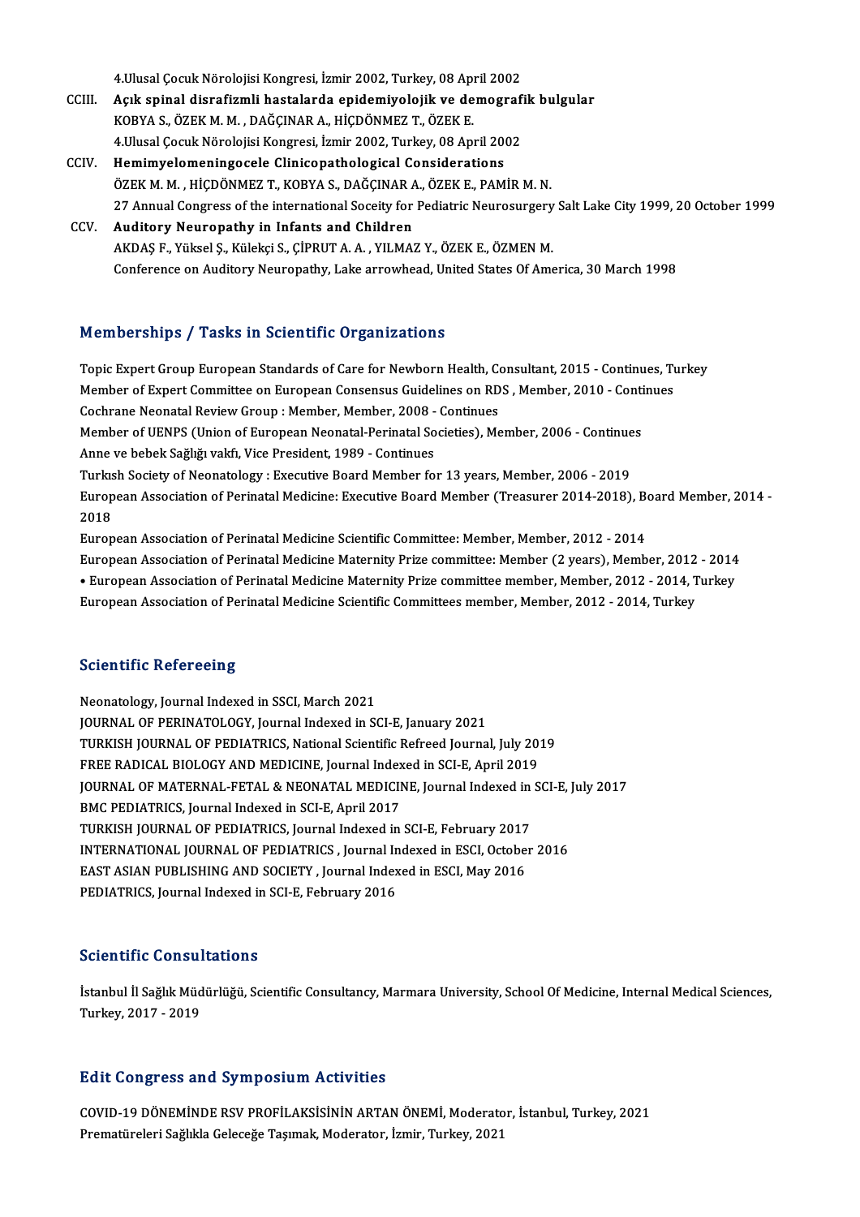4.Ulusal Çocuk Nörolojisi Kongresi, İzmir 2002, Turkey, 08 April 2002

CCIII. **Açık spinal disrafizmli hastalarda epidemiyolojik ve demografik bulgular**
KOBYA S., ÖZEK M. M. , DAĞÇINAR A., HİÇDÖNMEZ T., ÖZEK E.
4.Ulusal Çocuk Nörolojisi Kongresi, İzmir 2002, Turkey, 08 April 2002

CCIV. **Hemimyelomeningocele Clinicopathological Considerations**
ÖZEK M. M. , HİÇDÖNMEZ T., KOBYA S., DAĞÇINAR A., ÖZEK E., PAMİR M. N.
27 Annual Congress of the international Soceity for Pediatric Neurosurgery Salt Lake City 1999, 20 October 1999

CCV. **Auditory Neuropathy in Infants and Children**
AKDAŞ F., Yüksel Ş., Külekçi S., ÇİPRUT A. A. , YILMAZ Y., ÖZEK E., ÖZMEN M.
Conference on Auditory Neuropathy, Lake arrowhead, United States Of America, 30 March 1998

## Memberships / Tasks in Scientific Organizations

Topic Expert Group European Standards of Care for Newborn Health, Consultant, 2015 - Continues, Turkey
Member of Expert Committee on European Consensus Guidelines on RDS , Member, 2010 - Continues
Cochrane Neonatal Review Group : Member, Member, 2008 - Continues
Member of UENPS (Union of European Neonatal-Perinatal Societies), Member, 2006 - Continues
Anne ve bebek Sağlığı vakfı, Vice President, 1989 - Continues
Turkısh Society of Neonatology : Executive Board Member for 13 years, Member, 2006 - 2019
European Association of Perinatal Medicine: Executive Board Member (Treasurer 2014-2018), Board Member, 2014 - 2018
European Association of Perinatal Medicine Scientific Committee: Member, Member, 2012 - 2014
European Association of Perinatal Medicine Maternity Prize committee: Member (2 years), Member, 2012 - 2014
• European Association of Perinatal Medicine Maternity Prize committee member, Member, 2012 - 2014, Turkey
European Association of Perinatal Medicine Scientific Committees member, Member, 2012 - 2014, Turkey

## Scientific Refereeing

Neonatology, Journal Indexed in SSCI, March 2021
JOURNAL OF PERINATOLOGY, Journal Indexed in SCI-E, January 2021
TURKISH JOURNAL OF PEDIATRICS, National Scientific Refreed Journal, July 2019
FREE RADICAL BIOLOGY AND MEDICINE, Journal Indexed in SCI-E, April 2019
JOURNAL OF MATERNAL-FETAL & NEONATAL MEDICINE, Journal Indexed in SCI-E, July 2017
BMC PEDIATRICS, Journal Indexed in SCI-E, April 2017
TURKISH JOURNAL OF PEDIATRICS, Journal Indexed in SCI-E, February 2017
INTERNATIONAL JOURNAL OF PEDIATRICS , Journal Indexed in ESCI, October 2016
EAST ASIAN PUBLISHING AND SOCIETY , Journal Indexed in ESCI, May 2016
PEDIATRICS, Journal Indexed in SCI-E, February 2016

## Scientific Consultations

İstanbul İl Sağlık Müdürlüğü, Scientific Consultancy, Marmara University, School Of Medicine, Internal Medical Sciences, Turkey, 2017 - 2019

## Edit Congress and Symposium Activities

COVID-19 DÖNEMİNDE RSV PROFİLAKSİSİNİN ARTAN ÖNEMİ, Moderator, İstanbul, Turkey, 2021
Prematüreleri Sağlıkla Geleceğe Taşımak, Moderator, İzmir, Turkey, 2021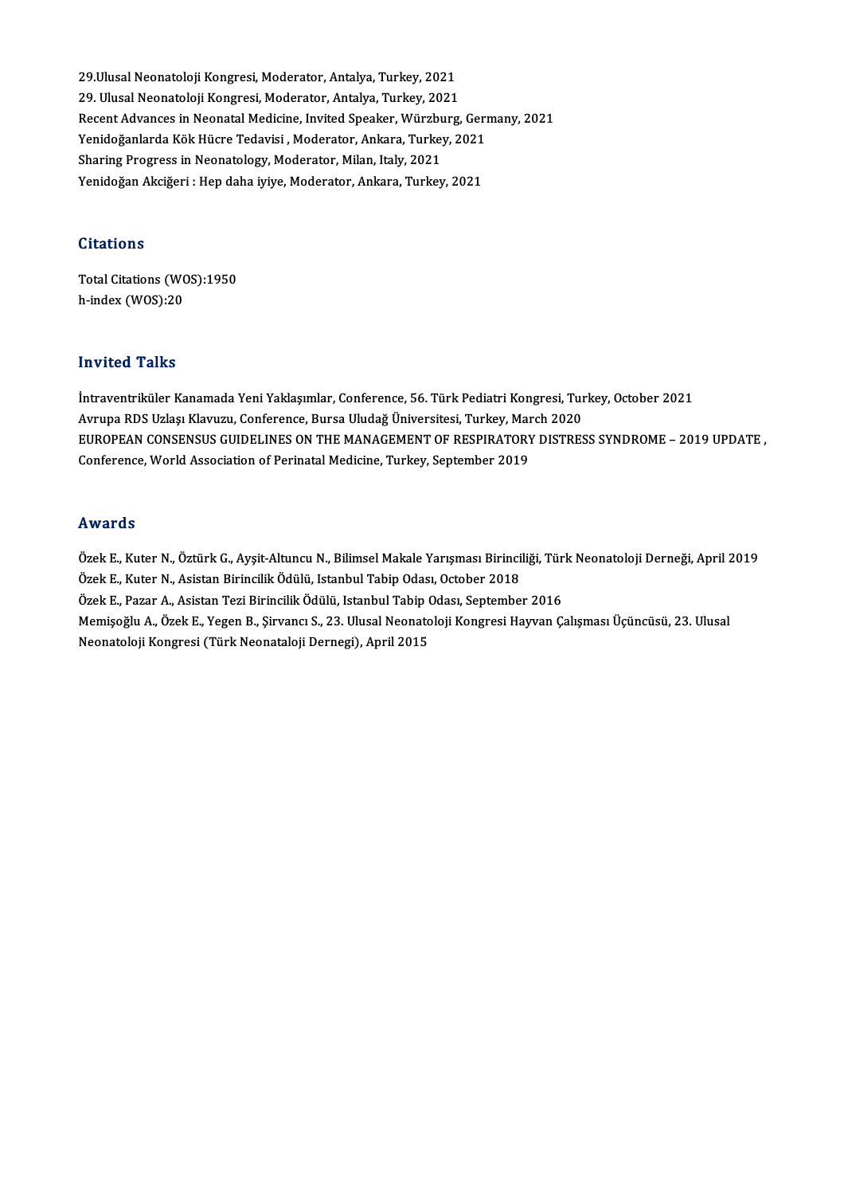29.Ulusal Neonatoloji Kongresi, Moderator, Antalya, Turkey, 2021
29. Ulusal Neonatoloji Kongresi, Moderator, Antalya, Turkey, 2021
Recent Advances in Neonatal Medicine, Invited Speaker, Würzburg, Germany, 2021
Yenidoğanlarda Kök Hücre Tedavisi , Moderator, Ankara, Turkey, 2021
Sharing Progress in Neonatology, Moderator, Milan, Italy, 2021
Yenidoğan Akciğeri : Hep daha iyiye, Moderator, Ankara, Turkey, 2021

## Citations

Total Citations (WOS):1950
h-index (WOS):20

## Invited Talks

İntraventriküler Kanamada Yeni Yaklaşımlar, Conference, 56. Türk Pediatri Kongresi, Turkey, October 2021
Avrupa RDS Uzlaşı Klavuzu, Conference, Bursa Uludağ Üniversitesi, Turkey, March 2020
EUROPEAN CONSENSUS GUIDELINES ON THE MANAGEMENT OF RESPIRATORY DISTRESS SYNDROME – 2019 UPDATE , Conference, World Association of Perinatal Medicine, Turkey, September 2019

## Awards

Özek E., Kuter N., Öztürk G., Ayşit-Altuncu N., Bilimsel Makale Yarışması Birinciliği, Türk Neonatoloji Derneği, April 2019
Özek E., Kuter N., Asistan Birincilik Ödülü, Istanbul Tabip Odası, October 2018
Özek E., Pazar A., Asistan Tezi Birincilik Ödülü, Istanbul Tabip Odası, September 2016
Memişoğlu A., Özek E., Yegen B., Şirvancı S., 23. Ulusal Neonatoloji Kongresi Hayvan Çalışması Üçüncüsü, 23. Ulusal Neonatoloji Kongresi (Türk Neonataloji Dernegi), April 2015